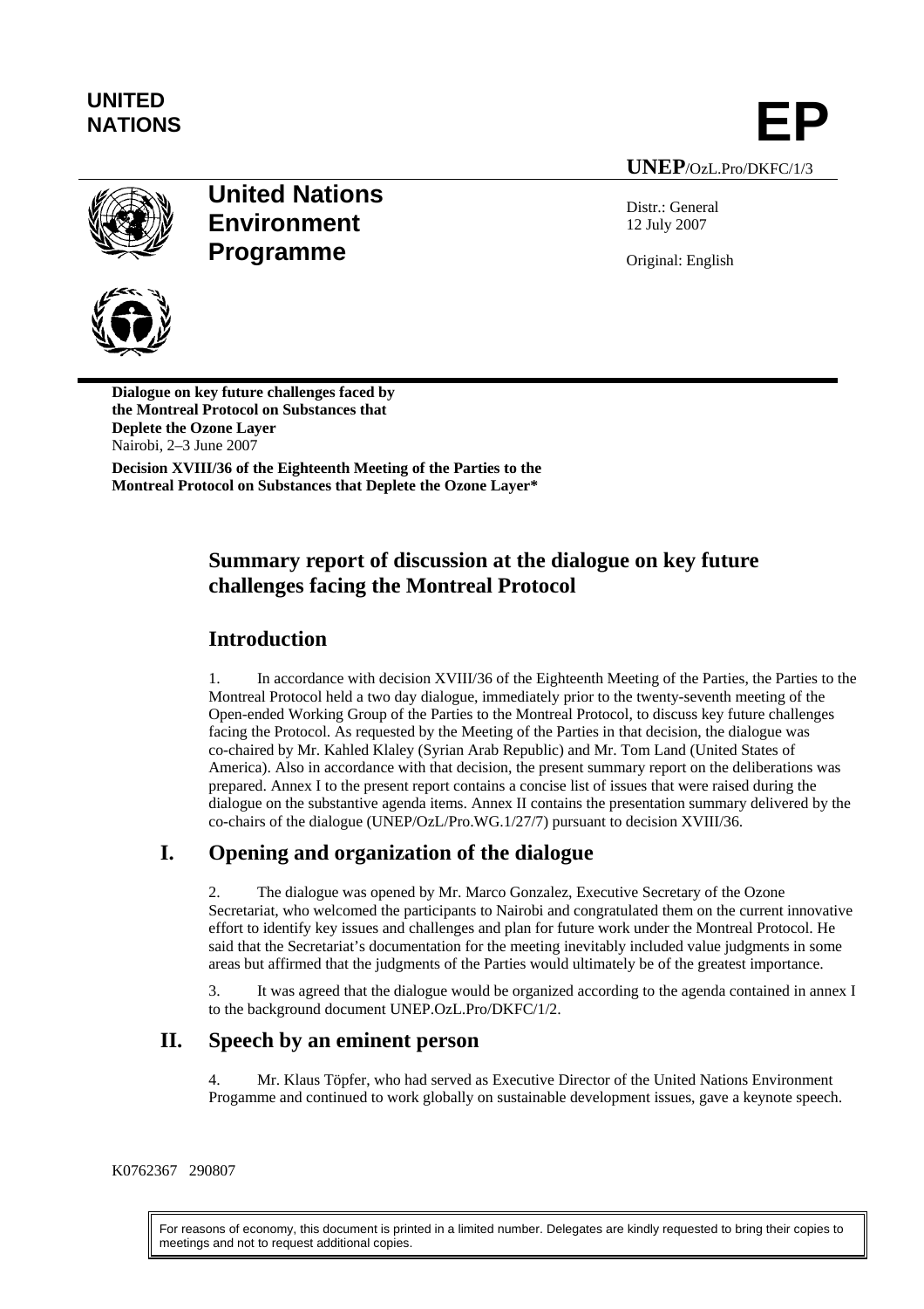**UNITED NATIONS**

# EP

**UNEP**/OzL.Pro/DKFC/1/3

## United Nations Environment Programme

Distr.: General
12 July 2007

Original: English

**Dialogue on key future challenges faced by the Montreal Protocol on Substances that Deplete the Ozone Layer**
Nairobi, 2–3 June 2007

**Decision XVIII/36 of the Eighteenth Meeting of the Parties to the Montreal Protocol on Substances that Deplete the Ozone Layer***

# Summary report of discussion at the dialogue on key future challenges facing the Montreal Protocol

## Introduction

1. In accordance with decision XVIII/36 of the Eighteenth Meeting of the Parties, the Parties to the Montreal Protocol held a two day dialogue, immediately prior to the twenty-seventh meeting of the Open-ended Working Group of the Parties to the Montreal Protocol, to discuss key future challenges facing the Protocol. As requested by the Meeting of the Parties in that decision, the dialogue was co-chaired by Mr. Kahled Klaley (Syrian Arab Republic) and Mr. Tom Land (United States of America). Also in accordance with that decision, the present summary report on the deliberations was prepared. Annex I to the present report contains a concise list of issues that were raised during the dialogue on the substantive agenda items. Annex II contains the presentation summary delivered by the co-chairs of the dialogue (UNEP/OzL/Pro.WG.1/27/7) pursuant to decision XVIII/36.

## I. Opening and organization of the dialogue

2. The dialogue was opened by Mr. Marco Gonzalez, Executive Secretary of the Ozone Secretariat, who welcomed the participants to Nairobi and congratulated them on the current innovative effort to identify key issues and challenges and plan for future work under the Montreal Protocol. He said that the Secretariat's documentation for the meeting inevitably included value judgments in some areas but affirmed that the judgments of the Parties would ultimately be of the greatest importance.

3. It was agreed that the dialogue would be organized according to the agenda contained in annex I to the background document UNEP.OzL.Pro/DKFC/1/2.

## II. Speech by an eminent person

4. Mr. Klaus Töpfer, who had served as Executive Director of the United Nations Environment Progamme and continued to work globally on sustainable development issues, gave a keynote speech.

K0762367 290807

For reasons of economy, this document is printed in a limited number. Delegates are kindly requested to bring their copies to meetings and not to request additional copies.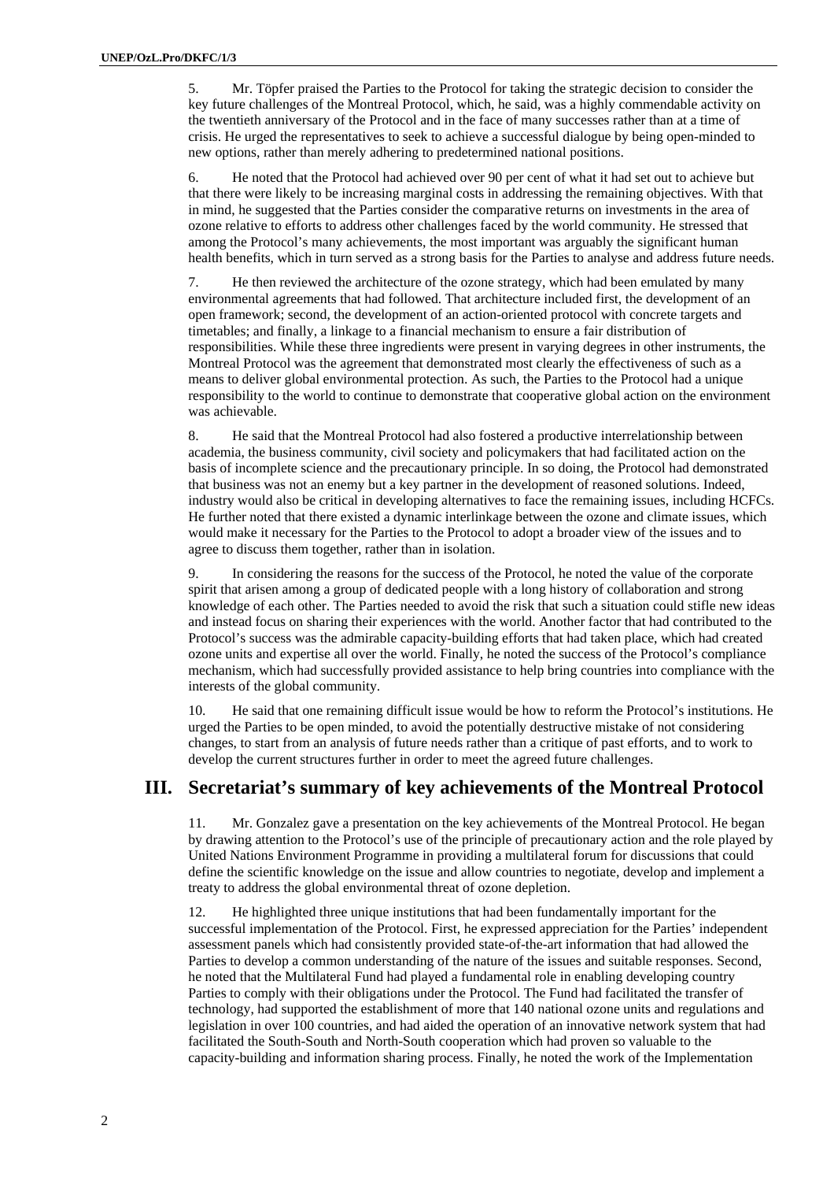5. Mr. Töpfer praised the Parties to the Protocol for taking the strategic decision to consider the key future challenges of the Montreal Protocol, which, he said, was a highly commendable activity on the twentieth anniversary of the Protocol and in the face of many successes rather than at a time of crisis. He urged the representatives to seek to achieve a successful dialogue by being open-minded to new options, rather than merely adhering to predetermined national positions.

6. He noted that the Protocol had achieved over 90 per cent of what it had set out to achieve but that there were likely to be increasing marginal costs in addressing the remaining objectives. With that in mind, he suggested that the Parties consider the comparative returns on investments in the area of ozone relative to efforts to address other challenges faced by the world community. He stressed that among the Protocol's many achievements, the most important was arguably the significant human health benefits, which in turn served as a strong basis for the Parties to analyse and address future needs.

7. He then reviewed the architecture of the ozone strategy, which had been emulated by many environmental agreements that had followed. That architecture included first, the development of an open framework; second, the development of an action-oriented protocol with concrete targets and timetables; and finally, a linkage to a financial mechanism to ensure a fair distribution of responsibilities. While these three ingredients were present in varying degrees in other instruments, the Montreal Protocol was the agreement that demonstrated most clearly the effectiveness of such as a means to deliver global environmental protection. As such, the Parties to the Protocol had a unique responsibility to the world to continue to demonstrate that cooperative global action on the environment was achievable.

8. He said that the Montreal Protocol had also fostered a productive interrelationship between academia, the business community, civil society and policymakers that had facilitated action on the basis of incomplete science and the precautionary principle. In so doing, the Protocol had demonstrated that business was not an enemy but a key partner in the development of reasoned solutions. Indeed, industry would also be critical in developing alternatives to face the remaining issues, including HCFCs. He further noted that there existed a dynamic interlinkage between the ozone and climate issues, which would make it necessary for the Parties to the Protocol to adopt a broader view of the issues and to agree to discuss them together, rather than in isolation.

9. In considering the reasons for the success of the Protocol, he noted the value of the corporate spirit that arisen among a group of dedicated people with a long history of collaboration and strong knowledge of each other. The Parties needed to avoid the risk that such a situation could stifle new ideas and instead focus on sharing their experiences with the world. Another factor that had contributed to the Protocol's success was the admirable capacity-building efforts that had taken place, which had created ozone units and expertise all over the world. Finally, he noted the success of the Protocol's compliance mechanism, which had successfully provided assistance to help bring countries into compliance with the interests of the global community.

10. He said that one remaining difficult issue would be how to reform the Protocol's institutions. He urged the Parties to be open minded, to avoid the potentially destructive mistake of not considering changes, to start from an analysis of future needs rather than a critique of past efforts, and to work to develop the current structures further in order to meet the agreed future challenges.

## III. Secretariat's summary of key achievements of the Montreal Protocol

11. Mr. Gonzalez gave a presentation on the key achievements of the Montreal Protocol. He began by drawing attention to the Protocol's use of the principle of precautionary action and the role played by United Nations Environment Programme in providing a multilateral forum for discussions that could define the scientific knowledge on the issue and allow countries to negotiate, develop and implement a treaty to address the global environmental threat of ozone depletion.

12. He highlighted three unique institutions that had been fundamentally important for the successful implementation of the Protocol. First, he expressed appreciation for the Parties' independent assessment panels which had consistently provided state-of-the-art information that had allowed the Parties to develop a common understanding of the nature of the issues and suitable responses. Second, he noted that the Multilateral Fund had played a fundamental role in enabling developing country Parties to comply with their obligations under the Protocol. The Fund had facilitated the transfer of technology, had supported the establishment of more that 140 national ozone units and regulations and legislation in over 100 countries, and had aided the operation of an innovative network system that had facilitated the South-South and North-South cooperation which had proven so valuable to the capacity-building and information sharing process. Finally, he noted the work of the Implementation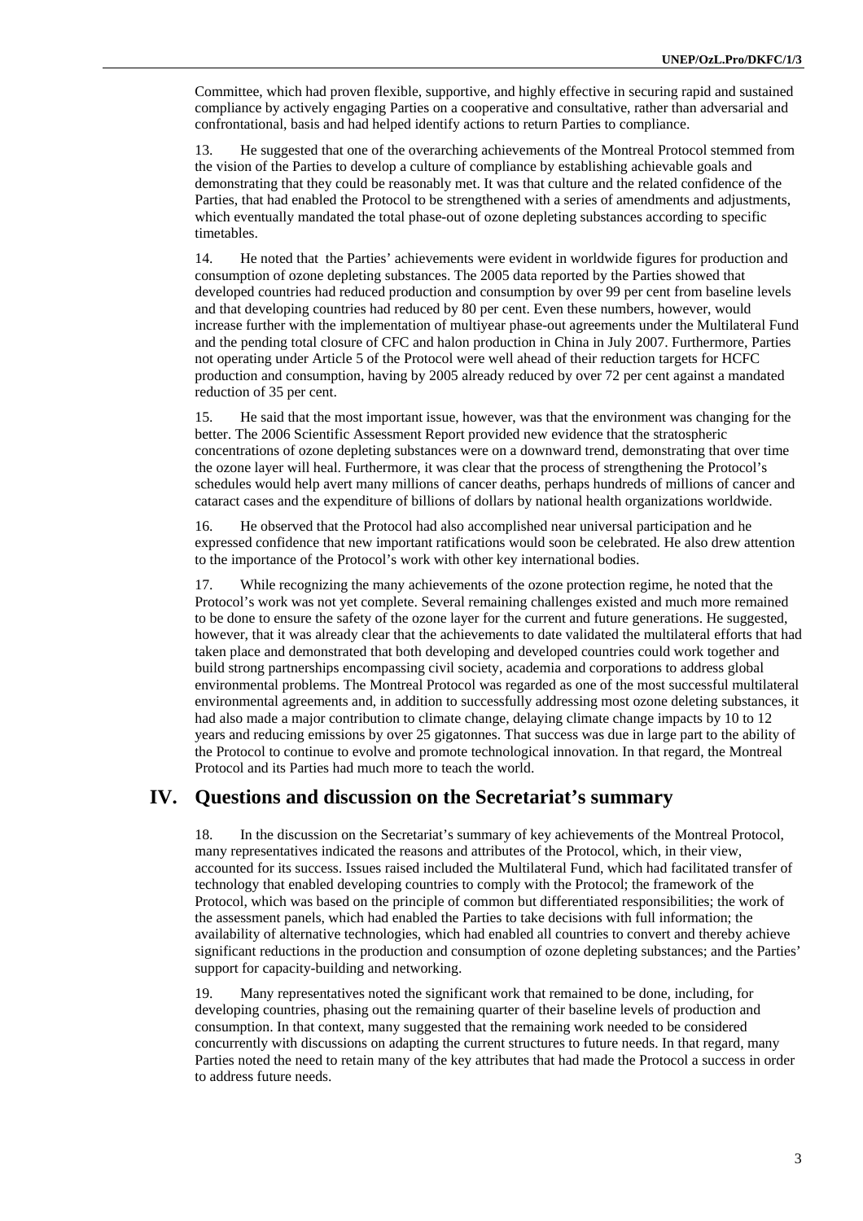Committee, which had proven flexible, supportive, and highly effective in securing rapid and sustained compliance by actively engaging Parties on a cooperative and consultative, rather than adversarial and confrontational, basis and had helped identify actions to return Parties to compliance.

13. He suggested that one of the overarching achievements of the Montreal Protocol stemmed from the vision of the Parties to develop a culture of compliance by establishing achievable goals and demonstrating that they could be reasonably met. It was that culture and the related confidence of the Parties, that had enabled the Protocol to be strengthened with a series of amendments and adjustments, which eventually mandated the total phase-out of ozone depleting substances according to specific timetables.

14. He noted that the Parties' achievements were evident in worldwide figures for production and consumption of ozone depleting substances. The 2005 data reported by the Parties showed that developed countries had reduced production and consumption by over 99 per cent from baseline levels and that developing countries had reduced by 80 per cent. Even these numbers, however, would increase further with the implementation of multiyear phase-out agreements under the Multilateral Fund and the pending total closure of CFC and halon production in China in July 2007. Furthermore, Parties not operating under Article 5 of the Protocol were well ahead of their reduction targets for HCFC production and consumption, having by 2005 already reduced by over 72 per cent against a mandated reduction of 35 per cent.

15. He said that the most important issue, however, was that the environment was changing for the better. The 2006 Scientific Assessment Report provided new evidence that the stratospheric concentrations of ozone depleting substances were on a downward trend, demonstrating that over time the ozone layer will heal. Furthermore, it was clear that the process of strengthening the Protocol's schedules would help avert many millions of cancer deaths, perhaps hundreds of millions of cancer and cataract cases and the expenditure of billions of dollars by national health organizations worldwide.

16. He observed that the Protocol had also accomplished near universal participation and he expressed confidence that new important ratifications would soon be celebrated. He also drew attention to the importance of the Protocol's work with other key international bodies.

17. While recognizing the many achievements of the ozone protection regime, he noted that the Protocol's work was not yet complete. Several remaining challenges existed and much more remained to be done to ensure the safety of the ozone layer for the current and future generations. He suggested, however, that it was already clear that the achievements to date validated the multilateral efforts that had taken place and demonstrated that both developing and developed countries could work together and build strong partnerships encompassing civil society, academia and corporations to address global environmental problems. The Montreal Protocol was regarded as one of the most successful multilateral environmental agreements and, in addition to successfully addressing most ozone deleting substances, it had also made a major contribution to climate change, delaying climate change impacts by 10 to 12 years and reducing emissions by over 25 gigatonnes. That success was due in large part to the ability of the Protocol to continue to evolve and promote technological innovation. In that regard, the Montreal Protocol and its Parties had much more to teach the world.

# IV. Questions and discussion on the Secretariat's summary

18. In the discussion on the Secretariat's summary of key achievements of the Montreal Protocol, many representatives indicated the reasons and attributes of the Protocol, which, in their view, accounted for its success. Issues raised included the Multilateral Fund, which had facilitated transfer of technology that enabled developing countries to comply with the Protocol; the framework of the Protocol, which was based on the principle of common but differentiated responsibilities; the work of the assessment panels, which had enabled the Parties to take decisions with full information; the availability of alternative technologies, which had enabled all countries to convert and thereby achieve significant reductions in the production and consumption of ozone depleting substances; and the Parties' support for capacity-building and networking.

19. Many representatives noted the significant work that remained to be done, including, for developing countries, phasing out the remaining quarter of their baseline levels of production and consumption. In that context, many suggested that the remaining work needed to be considered concurrently with discussions on adapting the current structures to future needs. In that regard, many Parties noted the need to retain many of the key attributes that had made the Protocol a success in order to address future needs.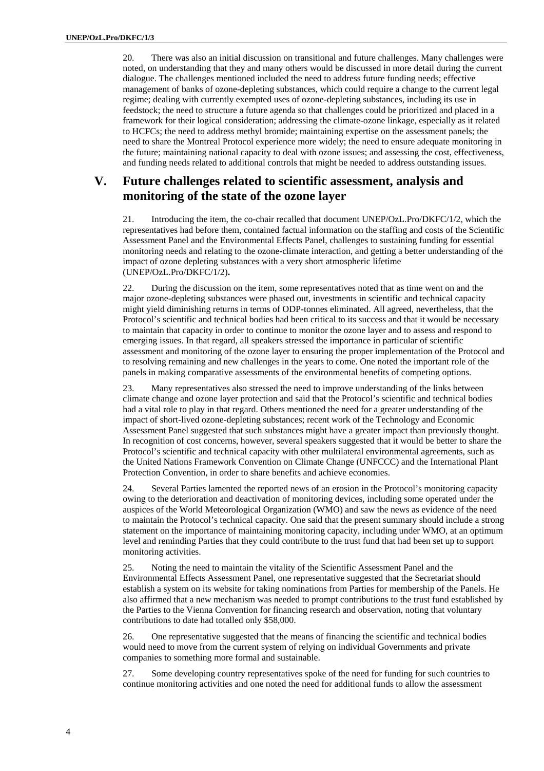20. There was also an initial discussion on transitional and future challenges. Many challenges were noted, on understanding that they and many others would be discussed in more detail during the current dialogue. The challenges mentioned included the need to address future funding needs; effective management of banks of ozone-depleting substances, which could require a change to the current legal regime; dealing with currently exempted uses of ozone-depleting substances, including its use in feedstock; the need to structure a future agenda so that challenges could be prioritized and placed in a framework for their logical consideration; addressing the climate-ozone linkage, especially as it related to HCFCs; the need to address methyl bromide; maintaining expertise on the assessment panels; the need to share the Montreal Protocol experience more widely; the need to ensure adequate monitoring in the future; maintaining national capacity to deal with ozone issues; and assessing the cost, effectiveness, and funding needs related to additional controls that might be needed to address outstanding issues.

## V. Future challenges related to scientific assessment, analysis and monitoring of the state of the ozone layer

21. Introducing the item, the co-chair recalled that document UNEP/OzL.Pro/DKFC/1/2, which the representatives had before them, contained factual information on the staffing and costs of the Scientific Assessment Panel and the Environmental Effects Panel, challenges to sustaining funding for essential monitoring needs and relating to the ozone-climate interaction, and getting a better understanding of the impact of ozone depleting substances with a very short atmospheric lifetime (UNEP/OzL.Pro/DKFC/1/2)**.**

22. During the discussion on the item, some representatives noted that as time went on and the major ozone-depleting substances were phased out, investments in scientific and technical capacity might yield diminishing returns in terms of ODP-tonnes eliminated. All agreed, nevertheless, that the Protocol's scientific and technical bodies had been critical to its success and that it would be necessary to maintain that capacity in order to continue to monitor the ozone layer and to assess and respond to emerging issues. In that regard, all speakers stressed the importance in particular of scientific assessment and monitoring of the ozone layer to ensuring the proper implementation of the Protocol and to resolving remaining and new challenges in the years to come. One noted the important role of the panels in making comparative assessments of the environmental benefits of competing options.

23. Many representatives also stressed the need to improve understanding of the links between climate change and ozone layer protection and said that the Protocol's scientific and technical bodies had a vital role to play in that regard. Others mentioned the need for a greater understanding of the impact of short-lived ozone-depleting substances; recent work of the Technology and Economic Assessment Panel suggested that such substances might have a greater impact than previously thought. In recognition of cost concerns, however, several speakers suggested that it would be better to share the Protocol's scientific and technical capacity with other multilateral environmental agreements, such as the United Nations Framework Convention on Climate Change (UNFCCC) and the International Plant Protection Convention, in order to share benefits and achieve economies.

24. Several Parties lamented the reported news of an erosion in the Protocol's monitoring capacity owing to the deterioration and deactivation of monitoring devices, including some operated under the auspices of the World Meteorological Organization (WMO) and saw the news as evidence of the need to maintain the Protocol's technical capacity. One said that the present summary should include a strong statement on the importance of maintaining monitoring capacity, including under WMO, at an optimum level and reminding Parties that they could contribute to the trust fund that had been set up to support monitoring activities.

25. Noting the need to maintain the vitality of the Scientific Assessment Panel and the Environmental Effects Assessment Panel, one representative suggested that the Secretariat should establish a system on its website for taking nominations from Parties for membership of the Panels. He also affirmed that a new mechanism was needed to prompt contributions to the trust fund established by the Parties to the Vienna Convention for financing research and observation, noting that voluntary contributions to date had totalled only $58,000.

26. One representative suggested that the means of financing the scientific and technical bodies would need to move from the current system of relying on individual Governments and private companies to something more formal and sustainable.

27. Some developing country representatives spoke of the need for funding for such countries to continue monitoring activities and one noted the need for additional funds to allow the assessment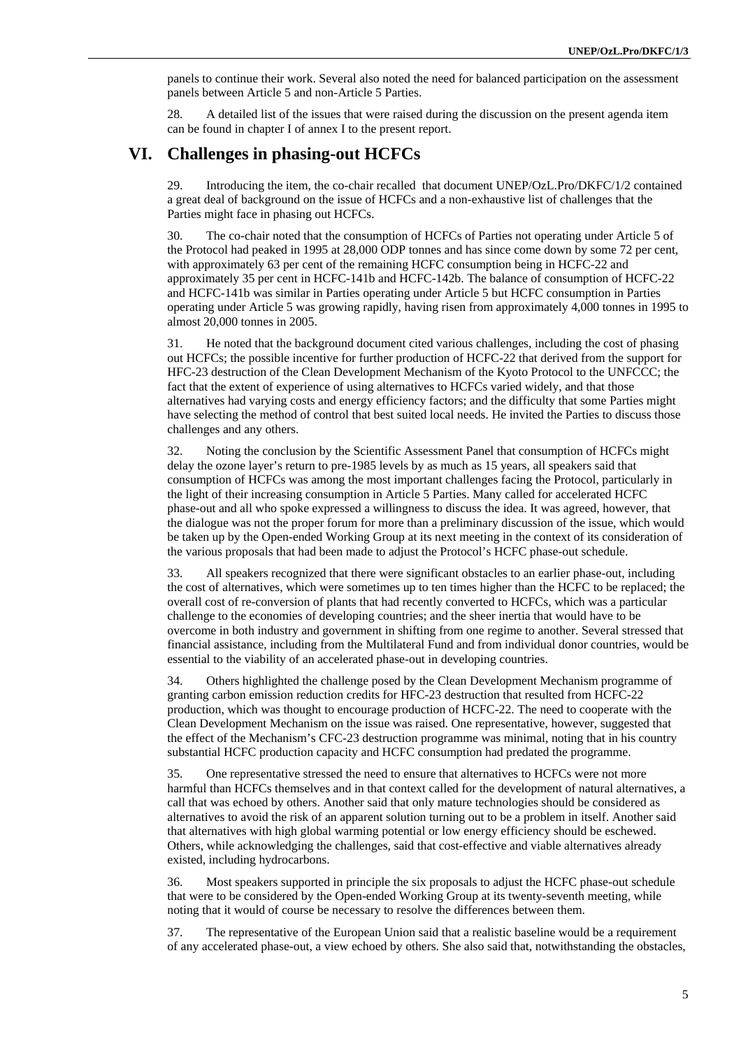panels to continue their work. Several also noted the need for balanced participation on the assessment panels between Article 5 and non-Article 5 Parties.

28. A detailed list of the issues that were raised during the discussion on the present agenda item can be found in chapter I of annex I to the present report.

# VI. Challenges in phasing-out HCFCs

29. Introducing the item, the co-chair recalled that document UNEP/OzL.Pro/DKFC/1/2 contained a great deal of background on the issue of HCFCs and a non-exhaustive list of challenges that the Parties might face in phasing out HCFCs.

30. The co-chair noted that the consumption of HCFCs of Parties not operating under Article 5 of the Protocol had peaked in 1995 at 28,000 ODP tonnes and has since come down by some 72 per cent, with approximately 63 per cent of the remaining HCFC consumption being in HCFC-22 and approximately 35 per cent in HCFC-141b and HCFC-142b. The balance of consumption of HCFC-22 and HCFC-141b was similar in Parties operating under Article 5 but HCFC consumption in Parties operating under Article 5 was growing rapidly, having risen from approximately 4,000 tonnes in 1995 to almost 20,000 tonnes in 2005.

31. He noted that the background document cited various challenges, including the cost of phasing out HCFCs; the possible incentive for further production of HCFC-22 that derived from the support for HFC-23 destruction of the Clean Development Mechanism of the Kyoto Protocol to the UNFCCC; the fact that the extent of experience of using alternatives to HCFCs varied widely, and that those alternatives had varying costs and energy efficiency factors; and the difficulty that some Parties might have selecting the method of control that best suited local needs. He invited the Parties to discuss those challenges and any others.

32. Noting the conclusion by the Scientific Assessment Panel that consumption of HCFCs might delay the ozone layer's return to pre-1985 levels by as much as 15 years, all speakers said that consumption of HCFCs was among the most important challenges facing the Protocol, particularly in the light of their increasing consumption in Article 5 Parties. Many called for accelerated HCFC phase-out and all who spoke expressed a willingness to discuss the idea. It was agreed, however, that the dialogue was not the proper forum for more than a preliminary discussion of the issue, which would be taken up by the Open-ended Working Group at its next meeting in the context of its consideration of the various proposals that had been made to adjust the Protocol's HCFC phase-out schedule.

33. All speakers recognized that there were significant obstacles to an earlier phase-out, including the cost of alternatives, which were sometimes up to ten times higher than the HCFC to be replaced; the overall cost of re-conversion of plants that had recently converted to HCFCs, which was a particular challenge to the economies of developing countries; and the sheer inertia that would have to be overcome in both industry and government in shifting from one regime to another. Several stressed that financial assistance, including from the Multilateral Fund and from individual donor countries, would be essential to the viability of an accelerated phase-out in developing countries.

34. Others highlighted the challenge posed by the Clean Development Mechanism programme of granting carbon emission reduction credits for HFC-23 destruction that resulted from HCFC-22 production, which was thought to encourage production of HCFC-22. The need to cooperate with the Clean Development Mechanism on the issue was raised. One representative, however, suggested that the effect of the Mechanism's CFC-23 destruction programme was minimal, noting that in his country substantial HCFC production capacity and HCFC consumption had predated the programme.

35. One representative stressed the need to ensure that alternatives to HCFCs were not more harmful than HCFCs themselves and in that context called for the development of natural alternatives, a call that was echoed by others. Another said that only mature technologies should be considered as alternatives to avoid the risk of an apparent solution turning out to be a problem in itself. Another said that alternatives with high global warming potential or low energy efficiency should be eschewed. Others, while acknowledging the challenges, said that cost-effective and viable alternatives already existed, including hydrocarbons.

36. Most speakers supported in principle the six proposals to adjust the HCFC phase-out schedule that were to be considered by the Open-ended Working Group at its twenty-seventh meeting, while noting that it would of course be necessary to resolve the differences between them.

37. The representative of the European Union said that a realistic baseline would be a requirement of any accelerated phase-out, a view echoed by others. She also said that, notwithstanding the obstacles,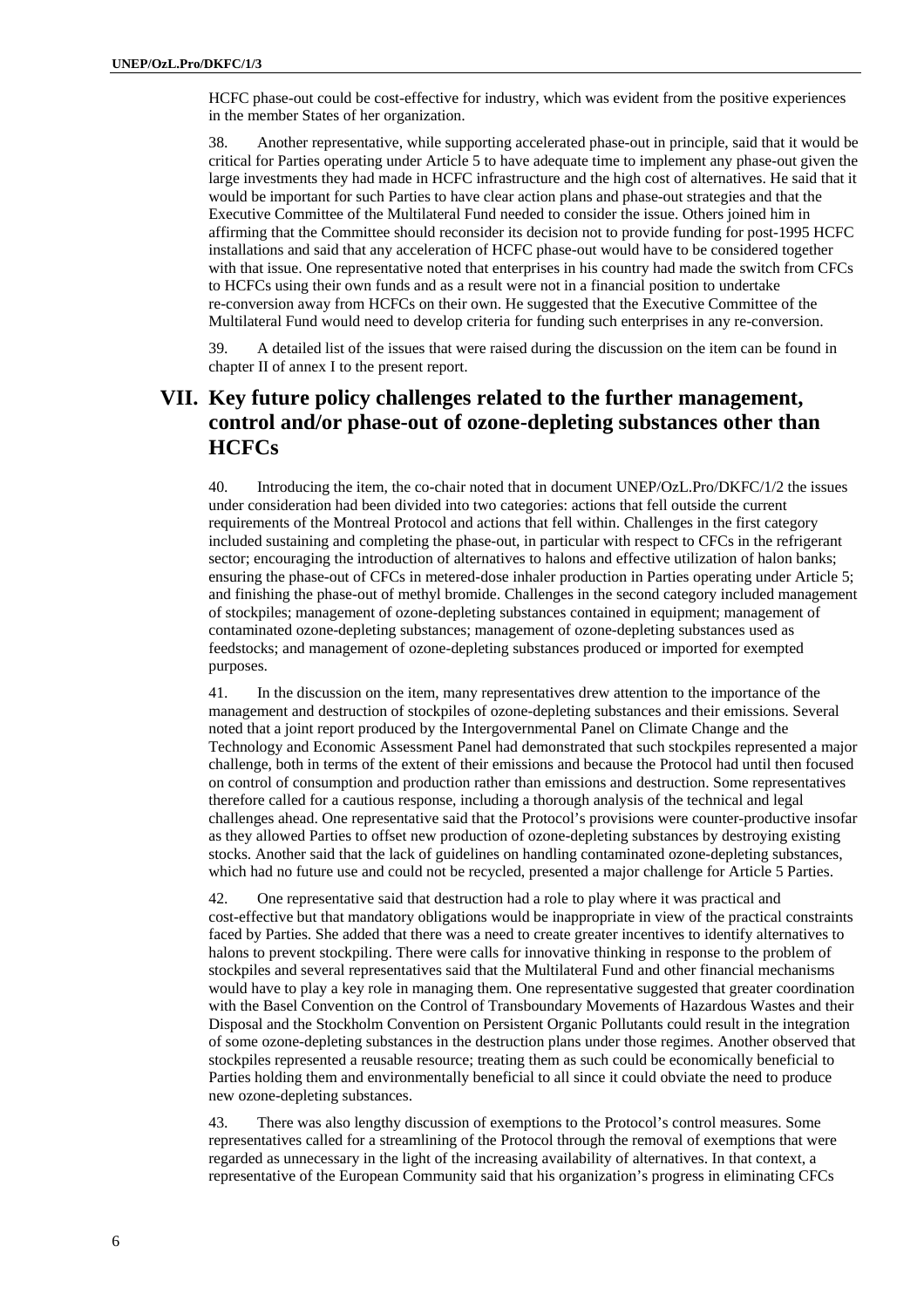HCFC phase-out could be cost-effective for industry, which was evident from the positive experiences in the member States of her organization.

38. Another representative, while supporting accelerated phase-out in principle, said that it would be critical for Parties operating under Article 5 to have adequate time to implement any phase-out given the large investments they had made in HCFC infrastructure and the high cost of alternatives. He said that it would be important for such Parties to have clear action plans and phase-out strategies and that the Executive Committee of the Multilateral Fund needed to consider the issue. Others joined him in affirming that the Committee should reconsider its decision not to provide funding for post-1995 HCFC installations and said that any acceleration of HCFC phase-out would have to be considered together with that issue. One representative noted that enterprises in his country had made the switch from CFCs to HCFCs using their own funds and as a result were not in a financial position to undertake re-conversion away from HCFCs on their own. He suggested that the Executive Committee of the Multilateral Fund would need to develop criteria for funding such enterprises in any re-conversion.

39. A detailed list of the issues that were raised during the discussion on the item can be found in chapter II of annex I to the present report.

## VII. Key future policy challenges related to the further management, control and/or phase-out of ozone-depleting substances other than HCFCs

40. Introducing the item, the co-chair noted that in document UNEP/OzL.Pro/DKFC/1/2 the issues under consideration had been divided into two categories: actions that fell outside the current requirements of the Montreal Protocol and actions that fell within. Challenges in the first category included sustaining and completing the phase-out, in particular with respect to CFCs in the refrigerant sector; encouraging the introduction of alternatives to halons and effective utilization of halon banks; ensuring the phase-out of CFCs in metered-dose inhaler production in Parties operating under Article 5; and finishing the phase-out of methyl bromide. Challenges in the second category included management of stockpiles; management of ozone-depleting substances contained in equipment; management of contaminated ozone-depleting substances; management of ozone-depleting substances used as feedstocks; and management of ozone-depleting substances produced or imported for exempted purposes.

41. In the discussion on the item, many representatives drew attention to the importance of the management and destruction of stockpiles of ozone-depleting substances and their emissions. Several noted that a joint report produced by the Intergovernmental Panel on Climate Change and the Technology and Economic Assessment Panel had demonstrated that such stockpiles represented a major challenge, both in terms of the extent of their emissions and because the Protocol had until then focused on control of consumption and production rather than emissions and destruction. Some representatives therefore called for a cautious response, including a thorough analysis of the technical and legal challenges ahead. One representative said that the Protocol's provisions were counter-productive insofar as they allowed Parties to offset new production of ozone-depleting substances by destroying existing stocks. Another said that the lack of guidelines on handling contaminated ozone-depleting substances, which had no future use and could not be recycled, presented a major challenge for Article 5 Parties.

42. One representative said that destruction had a role to play where it was practical and cost-effective but that mandatory obligations would be inappropriate in view of the practical constraints faced by Parties. She added that there was a need to create greater incentives to identify alternatives to halons to prevent stockpiling. There were calls for innovative thinking in response to the problem of stockpiles and several representatives said that the Multilateral Fund and other financial mechanisms would have to play a key role in managing them. One representative suggested that greater coordination with the Basel Convention on the Control of Transboundary Movements of Hazardous Wastes and their Disposal and the Stockholm Convention on Persistent Organic Pollutants could result in the integration of some ozone-depleting substances in the destruction plans under those regimes. Another observed that stockpiles represented a reusable resource; treating them as such could be economically beneficial to Parties holding them and environmentally beneficial to all since it could obviate the need to produce new ozone-depleting substances.

43. There was also lengthy discussion of exemptions to the Protocol's control measures. Some representatives called for a streamlining of the Protocol through the removal of exemptions that were regarded as unnecessary in the light of the increasing availability of alternatives. In that context, a representative of the European Community said that his organization's progress in eliminating CFCs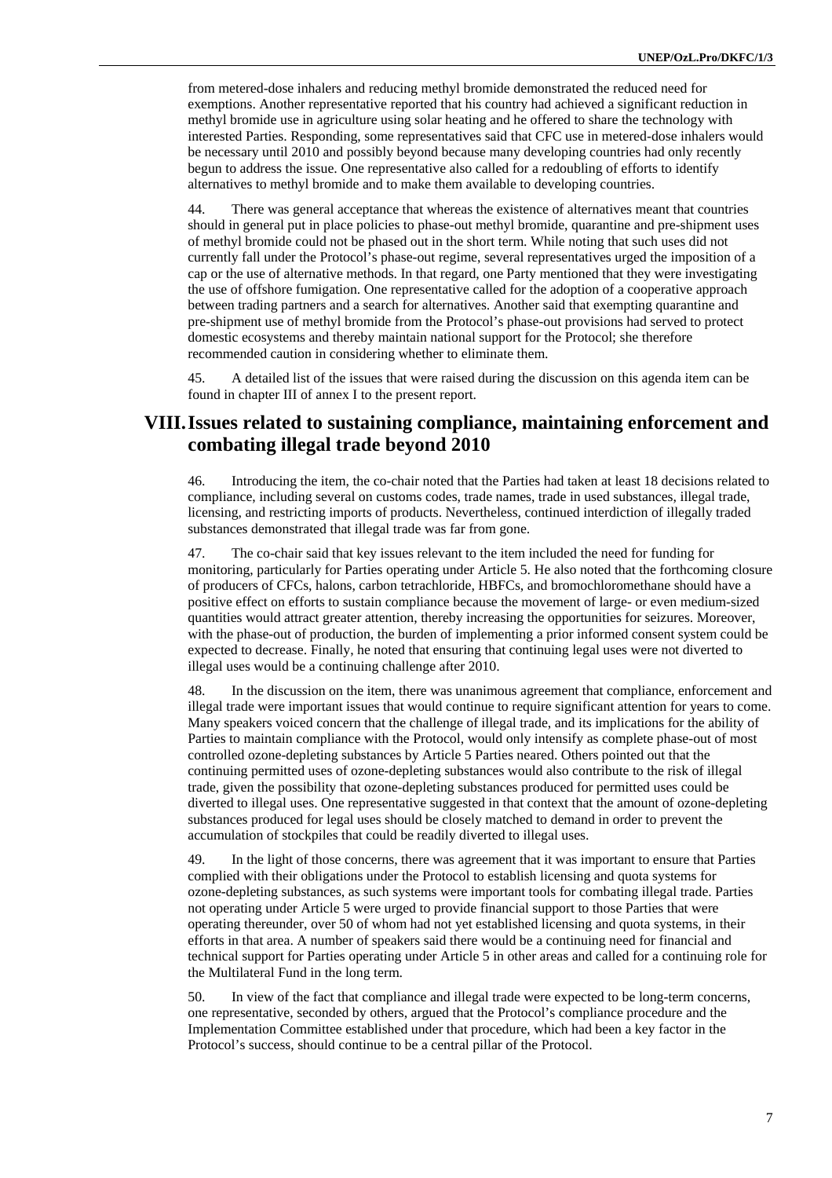from metered-dose inhalers and reducing methyl bromide demonstrated the reduced need for exemptions. Another representative reported that his country had achieved a significant reduction in methyl bromide use in agriculture using solar heating and he offered to share the technology with interested Parties. Responding, some representatives said that CFC use in metered-dose inhalers would be necessary until 2010 and possibly beyond because many developing countries had only recently begun to address the issue. One representative also called for a redoubling of efforts to identify alternatives to methyl bromide and to make them available to developing countries.

44. There was general acceptance that whereas the existence of alternatives meant that countries should in general put in place policies to phase-out methyl bromide, quarantine and pre-shipment uses of methyl bromide could not be phased out in the short term. While noting that such uses did not currently fall under the Protocol's phase-out regime, several representatives urged the imposition of a cap or the use of alternative methods. In that regard, one Party mentioned that they were investigating the use of offshore fumigation. One representative called for the adoption of a cooperative approach between trading partners and a search for alternatives. Another said that exempting quarantine and pre-shipment use of methyl bromide from the Protocol's phase-out provisions had served to protect domestic ecosystems and thereby maintain national support for the Protocol; she therefore recommended caution in considering whether to eliminate them.

45. A detailed list of the issues that were raised during the discussion on this agenda item can be found in chapter III of annex I to the present report.

# VIII. Issues related to sustaining compliance, maintaining enforcement and combating illegal trade beyond 2010

46. Introducing the item, the co-chair noted that the Parties had taken at least 18 decisions related to compliance, including several on customs codes, trade names, trade in used substances, illegal trade, licensing, and restricting imports of products. Nevertheless, continued interdiction of illegally traded substances demonstrated that illegal trade was far from gone.

47. The co-chair said that key issues relevant to the item included the need for funding for monitoring, particularly for Parties operating under Article 5. He also noted that the forthcoming closure of producers of CFCs, halons, carbon tetrachloride, HBFCs, and bromochloromethane should have a positive effect on efforts to sustain compliance because the movement of large- or even medium-sized quantities would attract greater attention, thereby increasing the opportunities for seizures. Moreover, with the phase-out of production, the burden of implementing a prior informed consent system could be expected to decrease. Finally, he noted that ensuring that continuing legal uses were not diverted to illegal uses would be a continuing challenge after 2010.

48. In the discussion on the item, there was unanimous agreement that compliance, enforcement and illegal trade were important issues that would continue to require significant attention for years to come. Many speakers voiced concern that the challenge of illegal trade, and its implications for the ability of Parties to maintain compliance with the Protocol, would only intensify as complete phase-out of most controlled ozone-depleting substances by Article 5 Parties neared. Others pointed out that the continuing permitted uses of ozone-depleting substances would also contribute to the risk of illegal trade, given the possibility that ozone-depleting substances produced for permitted uses could be diverted to illegal uses. One representative suggested in that context that the amount of ozone-depleting substances produced for legal uses should be closely matched to demand in order to prevent the accumulation of stockpiles that could be readily diverted to illegal uses.

49. In the light of those concerns, there was agreement that it was important to ensure that Parties complied with their obligations under the Protocol to establish licensing and quota systems for ozone-depleting substances, as such systems were important tools for combating illegal trade. Parties not operating under Article 5 were urged to provide financial support to those Parties that were operating thereunder, over 50 of whom had not yet established licensing and quota systems, in their efforts in that area. A number of speakers said there would be a continuing need for financial and technical support for Parties operating under Article 5 in other areas and called for a continuing role for the Multilateral Fund in the long term.

50. In view of the fact that compliance and illegal trade were expected to be long-term concerns, one representative, seconded by others, argued that the Protocol's compliance procedure and the Implementation Committee established under that procedure, which had been a key factor in the Protocol's success, should continue to be a central pillar of the Protocol.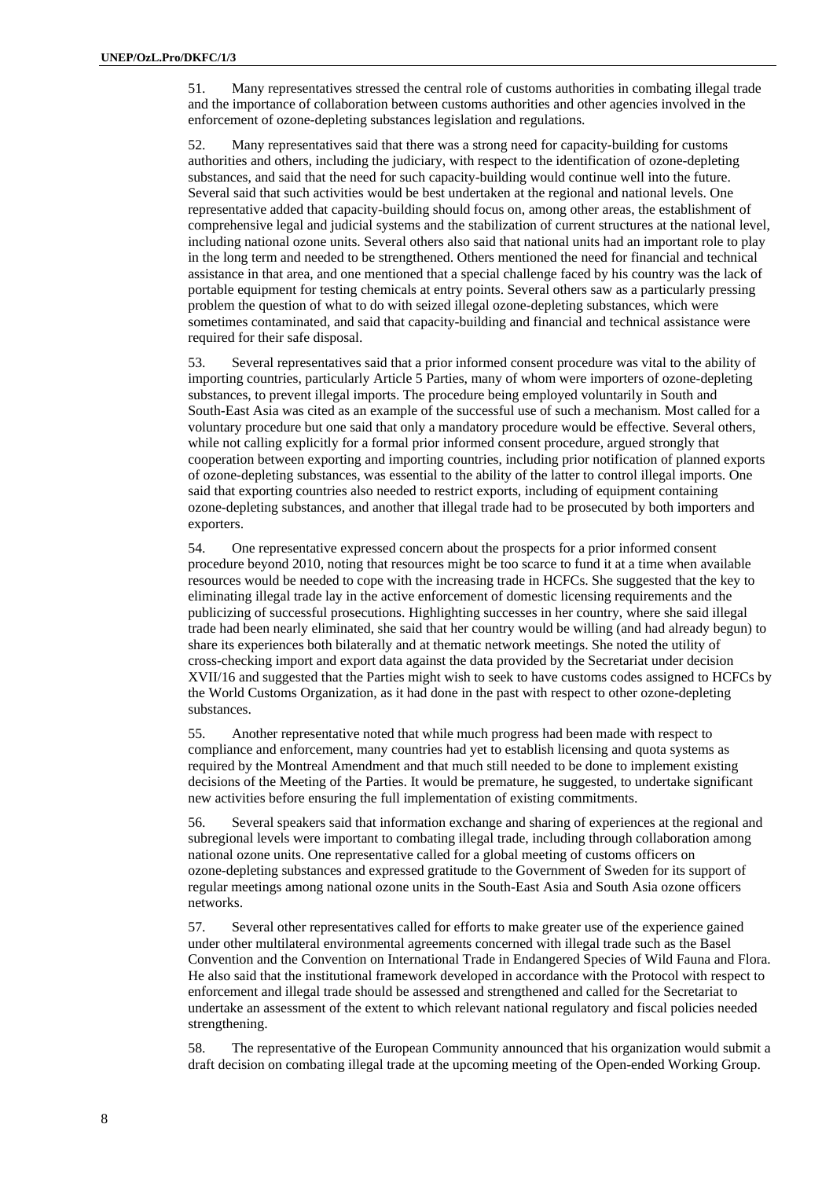51. Many representatives stressed the central role of customs authorities in combating illegal trade and the importance of collaboration between customs authorities and other agencies involved in the enforcement of ozone-depleting substances legislation and regulations.

52. Many representatives said that there was a strong need for capacity-building for customs authorities and others, including the judiciary, with respect to the identification of ozone-depleting substances, and said that the need for such capacity-building would continue well into the future. Several said that such activities would be best undertaken at the regional and national levels. One representative added that capacity-building should focus on, among other areas, the establishment of comprehensive legal and judicial systems and the stabilization of current structures at the national level, including national ozone units. Several others also said that national units had an important role to play in the long term and needed to be strengthened. Others mentioned the need for financial and technical assistance in that area, and one mentioned that a special challenge faced by his country was the lack of portable equipment for testing chemicals at entry points. Several others saw as a particularly pressing problem the question of what to do with seized illegal ozone-depleting substances, which were sometimes contaminated, and said that capacity-building and financial and technical assistance were required for their safe disposal.

53. Several representatives said that a prior informed consent procedure was vital to the ability of importing countries, particularly Article 5 Parties, many of whom were importers of ozone-depleting substances, to prevent illegal imports. The procedure being employed voluntarily in South and South-East Asia was cited as an example of the successful use of such a mechanism. Most called for a voluntary procedure but one said that only a mandatory procedure would be effective. Several others, while not calling explicitly for a formal prior informed consent procedure, argued strongly that cooperation between exporting and importing countries, including prior notification of planned exports of ozone-depleting substances, was essential to the ability of the latter to control illegal imports. One said that exporting countries also needed to restrict exports, including of equipment containing ozone-depleting substances, and another that illegal trade had to be prosecuted by both importers and exporters.

54. One representative expressed concern about the prospects for a prior informed consent procedure beyond 2010, noting that resources might be too scarce to fund it at a time when available resources would be needed to cope with the increasing trade in HCFCs. She suggested that the key to eliminating illegal trade lay in the active enforcement of domestic licensing requirements and the publicizing of successful prosecutions. Highlighting successes in her country, where she said illegal trade had been nearly eliminated, she said that her country would be willing (and had already begun) to share its experiences both bilaterally and at thematic network meetings. She noted the utility of cross-checking import and export data against the data provided by the Secretariat under decision XVII/16 and suggested that the Parties might wish to seek to have customs codes assigned to HCFCs by the World Customs Organization, as it had done in the past with respect to other ozone-depleting substances.

55. Another representative noted that while much progress had been made with respect to compliance and enforcement, many countries had yet to establish licensing and quota systems as required by the Montreal Amendment and that much still needed to be done to implement existing decisions of the Meeting of the Parties. It would be premature, he suggested, to undertake significant new activities before ensuring the full implementation of existing commitments.

56. Several speakers said that information exchange and sharing of experiences at the regional and subregional levels were important to combating illegal trade, including through collaboration among national ozone units. One representative called for a global meeting of customs officers on ozone-depleting substances and expressed gratitude to the Government of Sweden for its support of regular meetings among national ozone units in the South-East Asia and South Asia ozone officers networks.

57. Several other representatives called for efforts to make greater use of the experience gained under other multilateral environmental agreements concerned with illegal trade such as the Basel Convention and the Convention on International Trade in Endangered Species of Wild Fauna and Flora. He also said that the institutional framework developed in accordance with the Protocol with respect to enforcement and illegal trade should be assessed and strengthened and called for the Secretariat to undertake an assessment of the extent to which relevant national regulatory and fiscal policies needed strengthening.

58. The representative of the European Community announced that his organization would submit a draft decision on combating illegal trade at the upcoming meeting of the Open-ended Working Group.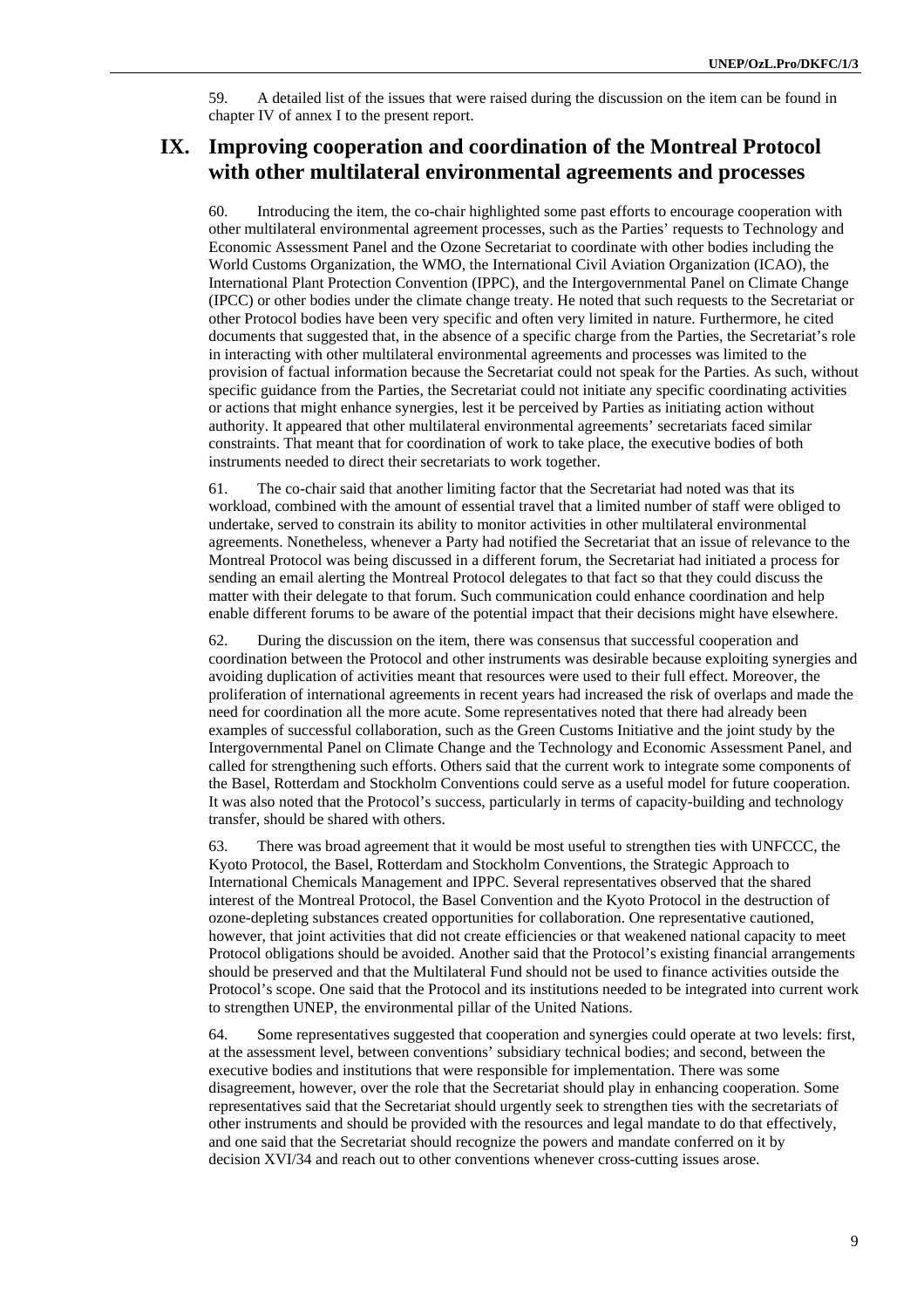59. A detailed list of the issues that were raised during the discussion on the item can be found in chapter IV of annex I to the present report.

# IX. Improving cooperation and coordination of the Montreal Protocol with other multilateral environmental agreements and processes

60. Introducing the item, the co-chair highlighted some past efforts to encourage cooperation with other multilateral environmental agreement processes, such as the Parties' requests to Technology and Economic Assessment Panel and the Ozone Secretariat to coordinate with other bodies including the World Customs Organization, the WMO, the International Civil Aviation Organization (ICAO), the International Plant Protection Convention (IPPC), and the Intergovernmental Panel on Climate Change (IPCC) or other bodies under the climate change treaty. He noted that such requests to the Secretariat or other Protocol bodies have been very specific and often very limited in nature. Furthermore, he cited documents that suggested that, in the absence of a specific charge from the Parties, the Secretariat's role in interacting with other multilateral environmental agreements and processes was limited to the provision of factual information because the Secretariat could not speak for the Parties. As such, without specific guidance from the Parties, the Secretariat could not initiate any specific coordinating activities or actions that might enhance synergies, lest it be perceived by Parties as initiating action without authority. It appeared that other multilateral environmental agreements' secretariats faced similar constraints. That meant that for coordination of work to take place, the executive bodies of both instruments needed to direct their secretariats to work together.

61. The co-chair said that another limiting factor that the Secretariat had noted was that its workload, combined with the amount of essential travel that a limited number of staff were obliged to undertake, served to constrain its ability to monitor activities in other multilateral environmental agreements. Nonetheless, whenever a Party had notified the Secretariat that an issue of relevance to the Montreal Protocol was being discussed in a different forum, the Secretariat had initiated a process for sending an email alerting the Montreal Protocol delegates to that fact so that they could discuss the matter with their delegate to that forum. Such communication could enhance coordination and help enable different forums to be aware of the potential impact that their decisions might have elsewhere.

62. During the discussion on the item, there was consensus that successful cooperation and coordination between the Protocol and other instruments was desirable because exploiting synergies and avoiding duplication of activities meant that resources were used to their full effect. Moreover, the proliferation of international agreements in recent years had increased the risk of overlaps and made the need for coordination all the more acute. Some representatives noted that there had already been examples of successful collaboration, such as the Green Customs Initiative and the joint study by the Intergovernmental Panel on Climate Change and the Technology and Economic Assessment Panel, and called for strengthening such efforts. Others said that the current work to integrate some components of the Basel, Rotterdam and Stockholm Conventions could serve as a useful model for future cooperation. It was also noted that the Protocol's success, particularly in terms of capacity-building and technology transfer, should be shared with others.

63. There was broad agreement that it would be most useful to strengthen ties with UNFCCC, the Kyoto Protocol, the Basel, Rotterdam and Stockholm Conventions, the Strategic Approach to International Chemicals Management and IPPC. Several representatives observed that the shared interest of the Montreal Protocol, the Basel Convention and the Kyoto Protocol in the destruction of ozone-depleting substances created opportunities for collaboration. One representative cautioned, however, that joint activities that did not create efficiencies or that weakened national capacity to meet Protocol obligations should be avoided. Another said that the Protocol's existing financial arrangements should be preserved and that the Multilateral Fund should not be used to finance activities outside the Protocol's scope. One said that the Protocol and its institutions needed to be integrated into current work to strengthen UNEP, the environmental pillar of the United Nations.

64. Some representatives suggested that cooperation and synergies could operate at two levels: first, at the assessment level, between conventions' subsidiary technical bodies; and second, between the executive bodies and institutions that were responsible for implementation. There was some disagreement, however, over the role that the Secretariat should play in enhancing cooperation. Some representatives said that the Secretariat should urgently seek to strengthen ties with the secretariats of other instruments and should be provided with the resources and legal mandate to do that effectively, and one said that the Secretariat should recognize the powers and mandate conferred on it by decision XVI/34 and reach out to other conventions whenever cross-cutting issues arose.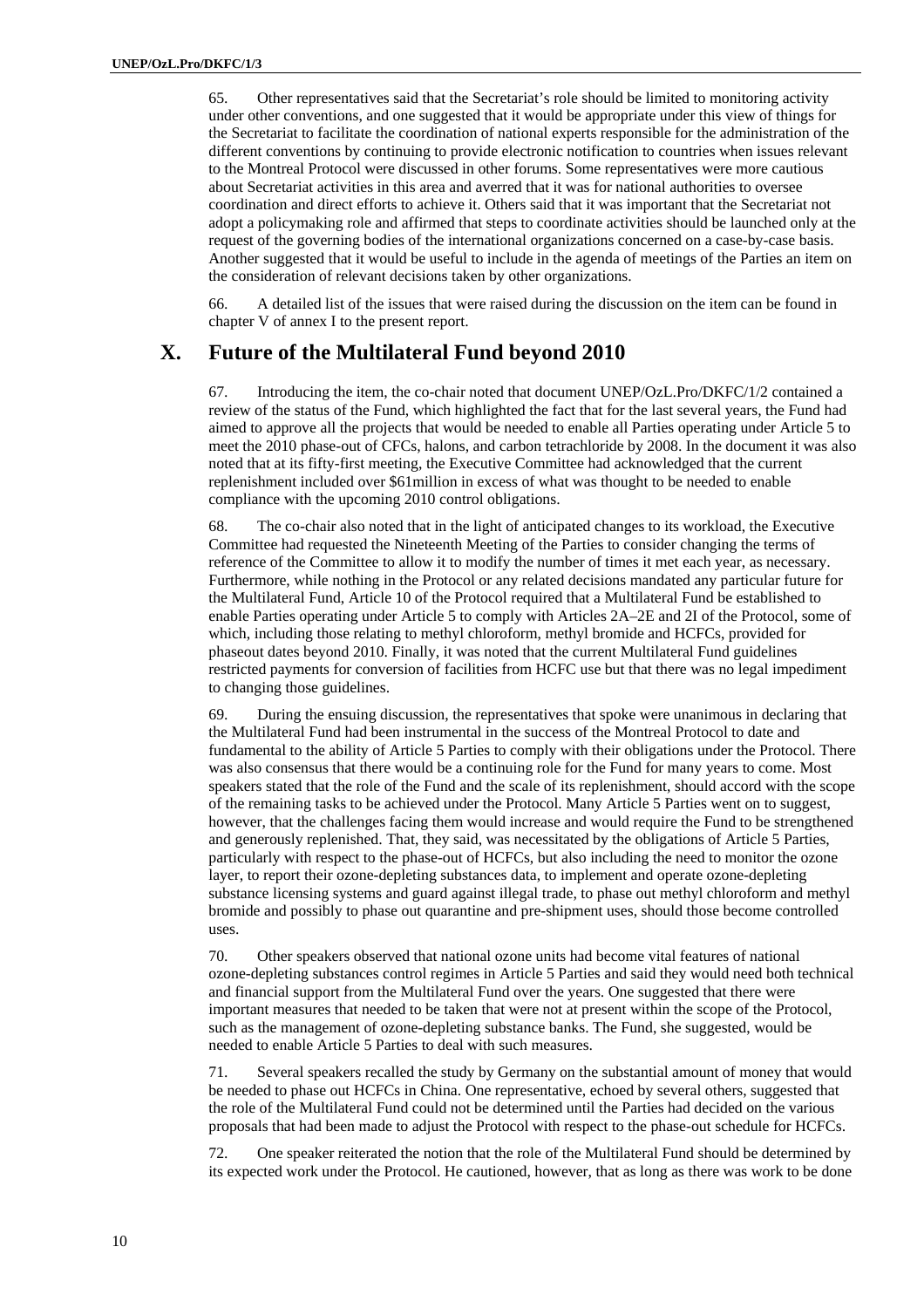65. Other representatives said that the Secretariat's role should be limited to monitoring activity under other conventions, and one suggested that it would be appropriate under this view of things for the Secretariat to facilitate the coordination of national experts responsible for the administration of the different conventions by continuing to provide electronic notification to countries when issues relevant to the Montreal Protocol were discussed in other forums. Some representatives were more cautious about Secretariat activities in this area and averred that it was for national authorities to oversee coordination and direct efforts to achieve it. Others said that it was important that the Secretariat not adopt a policymaking role and affirmed that steps to coordinate activities should be launched only at the request of the governing bodies of the international organizations concerned on a case-by-case basis. Another suggested that it would be useful to include in the agenda of meetings of the Parties an item on the consideration of relevant decisions taken by other organizations.

66. A detailed list of the issues that were raised during the discussion on the item can be found in chapter V of annex I to the present report.

## X. Future of the Multilateral Fund beyond 2010

67. Introducing the item, the co-chair noted that document UNEP/OzL.Pro/DKFC/1/2 contained a review of the status of the Fund, which highlighted the fact that for the last several years, the Fund had aimed to approve all the projects that would be needed to enable all Parties operating under Article 5 to meet the 2010 phase-out of CFCs, halons, and carbon tetrachloride by 2008. In the document it was also noted that at its fifty-first meeting, the Executive Committee had acknowledged that the current replenishment included over $61million in excess of what was thought to be needed to enable compliance with the upcoming 2010 control obligations.

68. The co-chair also noted that in the light of anticipated changes to its workload, the Executive Committee had requested the Nineteenth Meeting of the Parties to consider changing the terms of reference of the Committee to allow it to modify the number of times it met each year, as necessary. Furthermore, while nothing in the Protocol or any related decisions mandated any particular future for the Multilateral Fund, Article 10 of the Protocol required that a Multilateral Fund be established to enable Parties operating under Article 5 to comply with Articles 2A–2E and 2I of the Protocol, some of which, including those relating to methyl chloroform, methyl bromide and HCFCs, provided for phaseout dates beyond 2010. Finally, it was noted that the current Multilateral Fund guidelines restricted payments for conversion of facilities from HCFC use but that there was no legal impediment to changing those guidelines.

69. During the ensuing discussion, the representatives that spoke were unanimous in declaring that the Multilateral Fund had been instrumental in the success of the Montreal Protocol to date and fundamental to the ability of Article 5 Parties to comply with their obligations under the Protocol. There was also consensus that there would be a continuing role for the Fund for many years to come. Most speakers stated that the role of the Fund and the scale of its replenishment, should accord with the scope of the remaining tasks to be achieved under the Protocol. Many Article 5 Parties went on to suggest, however, that the challenges facing them would increase and would require the Fund to be strengthened and generously replenished. That, they said, was necessitated by the obligations of Article 5 Parties, particularly with respect to the phase-out of HCFCs, but also including the need to monitor the ozone layer, to report their ozone-depleting substances data, to implement and operate ozone-depleting substance licensing systems and guard against illegal trade, to phase out methyl chloroform and methyl bromide and possibly to phase out quarantine and pre-shipment uses, should those become controlled uses.

70. Other speakers observed that national ozone units had become vital features of national ozone-depleting substances control regimes in Article 5 Parties and said they would need both technical and financial support from the Multilateral Fund over the years. One suggested that there were important measures that needed to be taken that were not at present within the scope of the Protocol, such as the management of ozone-depleting substance banks. The Fund, she suggested, would be needed to enable Article 5 Parties to deal with such measures.

71. Several speakers recalled the study by Germany on the substantial amount of money that would be needed to phase out HCFCs in China. One representative, echoed by several others, suggested that the role of the Multilateral Fund could not be determined until the Parties had decided on the various proposals that had been made to adjust the Protocol with respect to the phase-out schedule for HCFCs.

72. One speaker reiterated the notion that the role of the Multilateral Fund should be determined by its expected work under the Protocol. He cautioned, however, that as long as there was work to be done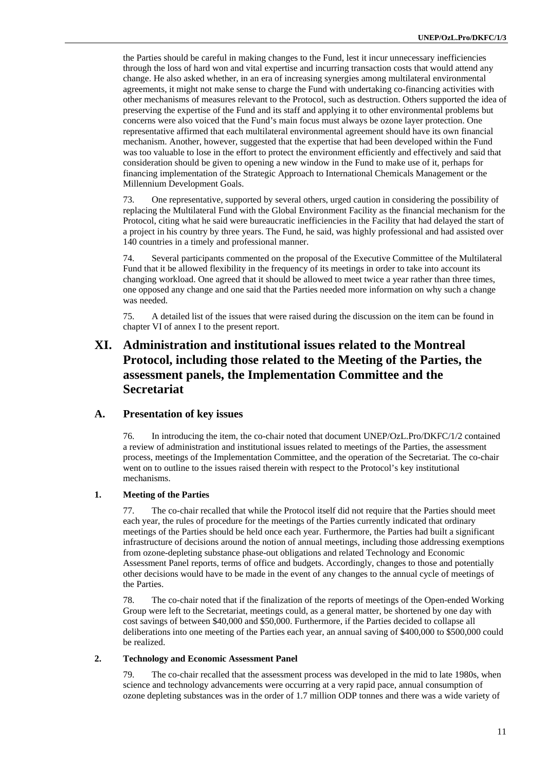the Parties should be careful in making changes to the Fund, lest it incur unnecessary inefficiencies through the loss of hard won and vital expertise and incurring transaction costs that would attend any change. He also asked whether, in an era of increasing synergies among multilateral environmental agreements, it might not make sense to charge the Fund with undertaking co-financing activities with other mechanisms of measures relevant to the Protocol, such as destruction. Others supported the idea of preserving the expertise of the Fund and its staff and applying it to other environmental problems but concerns were also voiced that the Fund's main focus must always be ozone layer protection. One representative affirmed that each multilateral environmental agreement should have its own financial mechanism. Another, however, suggested that the expertise that had been developed within the Fund was too valuable to lose in the effort to protect the environment efficiently and effectively and said that consideration should be given to opening a new window in the Fund to make use of it, perhaps for financing implementation of the Strategic Approach to International Chemicals Management or the Millennium Development Goals.

73. One representative, supported by several others, urged caution in considering the possibility of replacing the Multilateral Fund with the Global Environment Facility as the financial mechanism for the Protocol, citing what he said were bureaucratic inefficiencies in the Facility that had delayed the start of a project in his country by three years. The Fund, he said, was highly professional and had assisted over 140 countries in a timely and professional manner.

74. Several participants commented on the proposal of the Executive Committee of the Multilateral Fund that it be allowed flexibility in the frequency of its meetings in order to take into account its changing workload. One agreed that it should be allowed to meet twice a year rather than three times, one opposed any change and one said that the Parties needed more information on why such a change was needed.

75. A detailed list of the issues that were raised during the discussion on the item can be found in chapter VI of annex I to the present report.

# XI. Administration and institutional issues related to the Montreal Protocol, including those related to the Meeting of the Parties, the assessment panels, the Implementation Committee and the Secretariat

## A. Presentation of key issues

76. In introducing the item, the co-chair noted that document UNEP/OzL.Pro/DKFC/1/2 contained a review of administration and institutional issues related to meetings of the Parties, the assessment process, meetings of the Implementation Committee, and the operation of the Secretariat. The co-chair went on to outline to the issues raised therein with respect to the Protocol's key institutional mechanisms.

### 1. Meeting of the Parties

77. The co-chair recalled that while the Protocol itself did not require that the Parties should meet each year, the rules of procedure for the meetings of the Parties currently indicated that ordinary meetings of the Parties should be held once each year. Furthermore, the Parties had built a significant infrastructure of decisions around the notion of annual meetings, including those addressing exemptions from ozone-depleting substance phase-out obligations and related Technology and Economic Assessment Panel reports, terms of office and budgets. Accordingly, changes to those and potentially other decisions would have to be made in the event of any changes to the annual cycle of meetings of the Parties.

78. The co-chair noted that if the finalization of the reports of meetings of the Open-ended Working Group were left to the Secretariat, meetings could, as a general matter, be shortened by one day with cost savings of between \$40,000 and \$50,000. Furthermore, if the Parties decided to collapse all deliberations into one meeting of the Parties each year, an annual saving of \$400,000 to \$500,000 could be realized.

### 2. Technology and Economic Assessment Panel

79. The co-chair recalled that the assessment process was developed in the mid to late 1980s, when science and technology advancements were occurring at a very rapid pace, annual consumption of ozone depleting substances was in the order of 1.7 million ODP tonnes and there was a wide variety of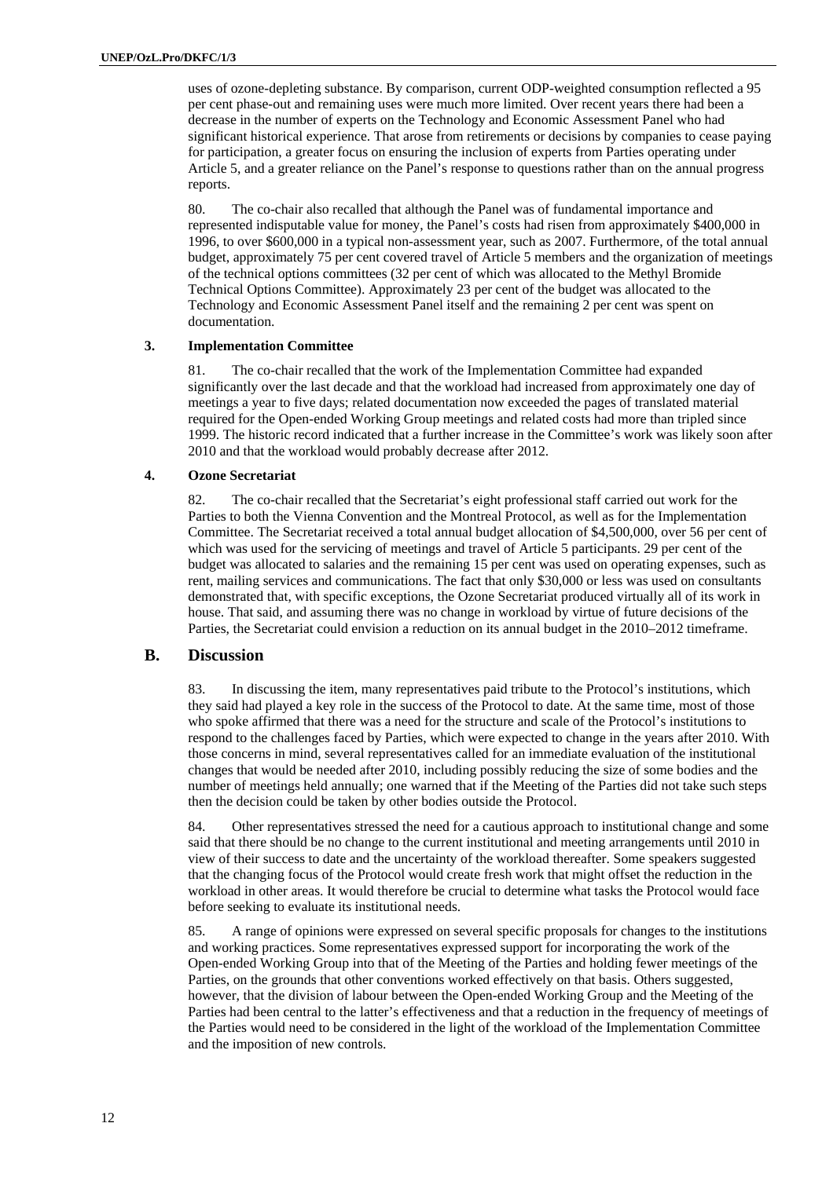uses of ozone-depleting substance. By comparison, current ODP-weighted consumption reflected a 95 per cent phase-out and remaining uses were much more limited. Over recent years there had been a decrease in the number of experts on the Technology and Economic Assessment Panel who had significant historical experience. That arose from retirements or decisions by companies to cease paying for participation, a greater focus on ensuring the inclusion of experts from Parties operating under Article 5, and a greater reliance on the Panel's response to questions rather than on the annual progress reports.

80. The co-chair also recalled that although the Panel was of fundamental importance and represented indisputable value for money, the Panel's costs had risen from approximately $400,000 in 1996, to over $600,000 in a typical non-assessment year, such as 2007. Furthermore, of the total annual budget, approximately 75 per cent covered travel of Article 5 members and the organization of meetings of the technical options committees (32 per cent of which was allocated to the Methyl Bromide Technical Options Committee). Approximately 23 per cent of the budget was allocated to the Technology and Economic Assessment Panel itself and the remaining 2 per cent was spent on documentation.

### 3. Implementation Committee

81. The co-chair recalled that the work of the Implementation Committee had expanded significantly over the last decade and that the workload had increased from approximately one day of meetings a year to five days; related documentation now exceeded the pages of translated material required for the Open-ended Working Group meetings and related costs had more than tripled since 1999. The historic record indicated that a further increase in the Committee's work was likely soon after 2010 and that the workload would probably decrease after 2012.

### 4. Ozone Secretariat

82. The co-chair recalled that the Secretariat's eight professional staff carried out work for the Parties to both the Vienna Convention and the Montreal Protocol, as well as for the Implementation Committee. The Secretariat received a total annual budget allocation of $4,500,000, over 56 per cent of which was used for the servicing of meetings and travel of Article 5 participants. 29 per cent of the budget was allocated to salaries and the remaining 15 per cent was used on operating expenses, such as rent, mailing services and communications. The fact that only $30,000 or less was used on consultants demonstrated that, with specific exceptions, the Ozone Secretariat produced virtually all of its work in house. That said, and assuming there was no change in workload by virtue of future decisions of the Parties, the Secretariat could envision a reduction on its annual budget in the 2010–2012 timeframe.

## B. Discussion

83. In discussing the item, many representatives paid tribute to the Protocol's institutions, which they said had played a key role in the success of the Protocol to date. At the same time, most of those who spoke affirmed that there was a need for the structure and scale of the Protocol's institutions to respond to the challenges faced by Parties, which were expected to change in the years after 2010. With those concerns in mind, several representatives called for an immediate evaluation of the institutional changes that would be needed after 2010, including possibly reducing the size of some bodies and the number of meetings held annually; one warned that if the Meeting of the Parties did not take such steps then the decision could be taken by other bodies outside the Protocol.

84. Other representatives stressed the need for a cautious approach to institutional change and some said that there should be no change to the current institutional and meeting arrangements until 2010 in view of their success to date and the uncertainty of the workload thereafter. Some speakers suggested that the changing focus of the Protocol would create fresh work that might offset the reduction in the workload in other areas. It would therefore be crucial to determine what tasks the Protocol would face before seeking to evaluate its institutional needs.

85. A range of opinions were expressed on several specific proposals for changes to the institutions and working practices. Some representatives expressed support for incorporating the work of the Open-ended Working Group into that of the Meeting of the Parties and holding fewer meetings of the Parties, on the grounds that other conventions worked effectively on that basis. Others suggested, however, that the division of labour between the Open-ended Working Group and the Meeting of the Parties had been central to the latter's effectiveness and that a reduction in the frequency of meetings of the Parties would need to be considered in the light of the workload of the Implementation Committee and the imposition of new controls.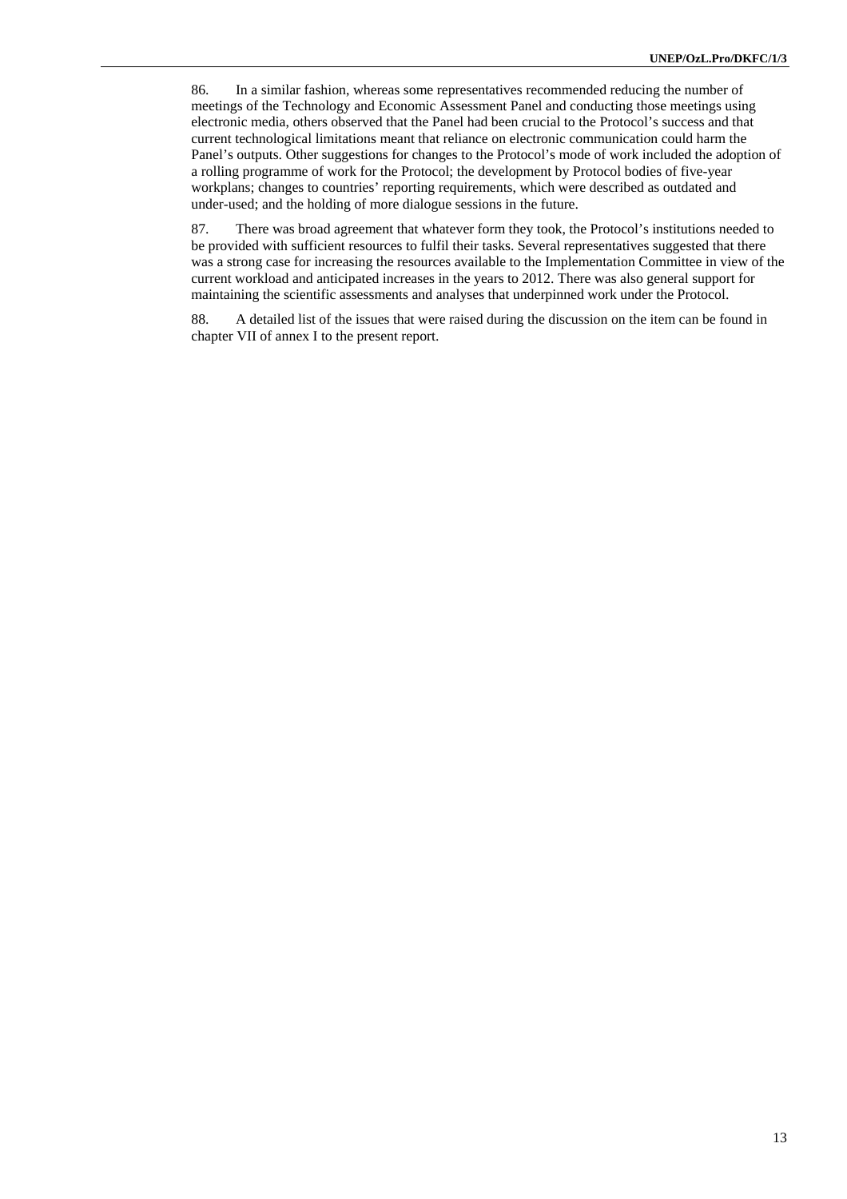86. In a similar fashion, whereas some representatives recommended reducing the number of meetings of the Technology and Economic Assessment Panel and conducting those meetings using electronic media, others observed that the Panel had been crucial to the Protocol's success and that current technological limitations meant that reliance on electronic communication could harm the Panel's outputs. Other suggestions for changes to the Protocol's mode of work included the adoption of a rolling programme of work for the Protocol; the development by Protocol bodies of five-year workplans; changes to countries' reporting requirements, which were described as outdated and under-used; and the holding of more dialogue sessions in the future.

87. There was broad agreement that whatever form they took, the Protocol's institutions needed to be provided with sufficient resources to fulfil their tasks. Several representatives suggested that there was a strong case for increasing the resources available to the Implementation Committee in view of the current workload and anticipated increases in the years to 2012. There was also general support for maintaining the scientific assessments and analyses that underpinned work under the Protocol.

88. A detailed list of the issues that were raised during the discussion on the item can be found in chapter VII of annex I to the present report.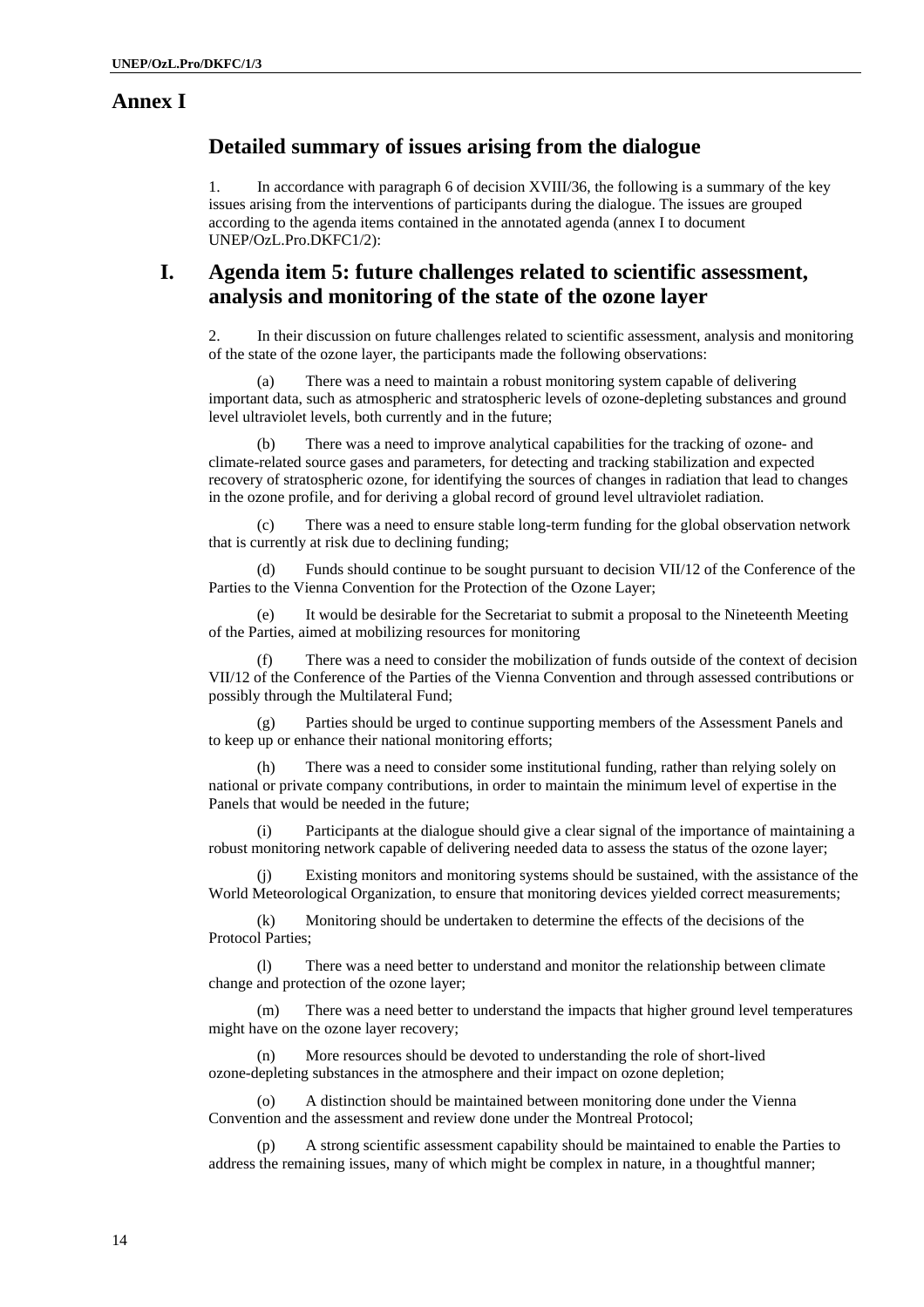# Annex I

## Detailed summary of issues arising from the dialogue

1. In accordance with paragraph 6 of decision XVIII/36, the following is a summary of the key issues arising from the interventions of participants during the dialogue. The issues are grouped according to the agenda items contained in the annotated agenda (annex I to document UNEP/OzL.Pro.DKFC1/2):

## I. Agenda item 5: future challenges related to scientific assessment, analysis and monitoring of the state of the ozone layer

2. In their discussion on future challenges related to scientific assessment, analysis and monitoring of the state of the ozone layer, the participants made the following observations:

(a) There was a need to maintain a robust monitoring system capable of delivering important data, such as atmospheric and stratospheric levels of ozone-depleting substances and ground level ultraviolet levels, both currently and in the future;

(b) There was a need to improve analytical capabilities for the tracking of ozone- and climate-related source gases and parameters, for detecting and tracking stabilization and expected recovery of stratospheric ozone, for identifying the sources of changes in radiation that lead to changes in the ozone profile, and for deriving a global record of ground level ultraviolet radiation.

(c) There was a need to ensure stable long-term funding for the global observation network that is currently at risk due to declining funding;

(d) Funds should continue to be sought pursuant to decision VII/12 of the Conference of the Parties to the Vienna Convention for the Protection of the Ozone Layer;

(e) It would be desirable for the Secretariat to submit a proposal to the Nineteenth Meeting of the Parties, aimed at mobilizing resources for monitoring

(f) There was a need to consider the mobilization of funds outside of the context of decision VII/12 of the Conference of the Parties of the Vienna Convention and through assessed contributions or possibly through the Multilateral Fund;

(g) Parties should be urged to continue supporting members of the Assessment Panels and to keep up or enhance their national monitoring efforts;

(h) There was a need to consider some institutional funding, rather than relying solely on national or private company contributions, in order to maintain the minimum level of expertise in the Panels that would be needed in the future;

(i) Participants at the dialogue should give a clear signal of the importance of maintaining a robust monitoring network capable of delivering needed data to assess the status of the ozone layer;

(j) Existing monitors and monitoring systems should be sustained, with the assistance of the World Meteorological Organization, to ensure that monitoring devices yielded correct measurements;

(k) Monitoring should be undertaken to determine the effects of the decisions of the Protocol Parties;

(l) There was a need better to understand and monitor the relationship between climate change and protection of the ozone layer;

(m) There was a need better to understand the impacts that higher ground level temperatures might have on the ozone layer recovery;

(n) More resources should be devoted to understanding the role of short-lived ozone-depleting substances in the atmosphere and their impact on ozone depletion;

(o) A distinction should be maintained between monitoring done under the Vienna Convention and the assessment and review done under the Montreal Protocol;

(p) A strong scientific assessment capability should be maintained to enable the Parties to address the remaining issues, many of which might be complex in nature, in a thoughtful manner;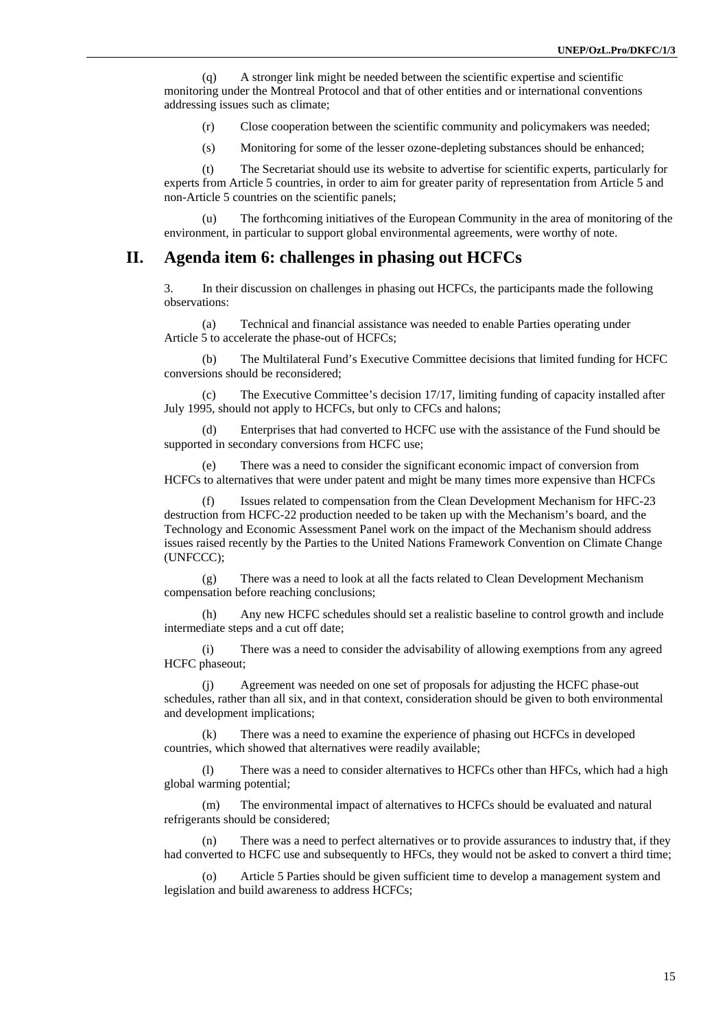(q) A stronger link might be needed between the scientific expertise and scientific monitoring under the Montreal Protocol and that of other entities and or international conventions addressing issues such as climate;

(r) Close cooperation between the scientific community and policymakers was needed;

(s) Monitoring for some of the lesser ozone-depleting substances should be enhanced;

(t) The Secretariat should use its website to advertise for scientific experts, particularly for experts from Article 5 countries, in order to aim for greater parity of representation from Article 5 and non-Article 5 countries on the scientific panels;

(u) The forthcoming initiatives of the European Community in the area of monitoring of the environment, in particular to support global environmental agreements, were worthy of note.

## II. Agenda item 6: challenges in phasing out HCFCs

3. In their discussion on challenges in phasing out HCFCs, the participants made the following observations:

(a) Technical and financial assistance was needed to enable Parties operating under Article 5 to accelerate the phase-out of HCFCs;

(b) The Multilateral Fund's Executive Committee decisions that limited funding for HCFC conversions should be reconsidered;

(c) The Executive Committee's decision 17/17, limiting funding of capacity installed after July 1995, should not apply to HCFCs, but only to CFCs and halons;

(d) Enterprises that had converted to HCFC use with the assistance of the Fund should be supported in secondary conversions from HCFC use;

(e) There was a need to consider the significant economic impact of conversion from HCFCs to alternatives that were under patent and might be many times more expensive than HCFCs

(f) Issues related to compensation from the Clean Development Mechanism for HFC-23 destruction from HCFC-22 production needed to be taken up with the Mechanism's board, and the Technology and Economic Assessment Panel work on the impact of the Mechanism should address issues raised recently by the Parties to the United Nations Framework Convention on Climate Change (UNFCCC);

(g) There was a need to look at all the facts related to Clean Development Mechanism compensation before reaching conclusions;

(h) Any new HCFC schedules should set a realistic baseline to control growth and include intermediate steps and a cut off date;

(i) There was a need to consider the advisability of allowing exemptions from any agreed HCFC phaseout;

(j) Agreement was needed on one set of proposals for adjusting the HCFC phase-out schedules, rather than all six, and in that context, consideration should be given to both environmental and development implications;

(k) There was a need to examine the experience of phasing out HCFCs in developed countries, which showed that alternatives were readily available;

(l) There was a need to consider alternatives to HCFCs other than HFCs, which had a high global warming potential;

(m) The environmental impact of alternatives to HCFCs should be evaluated and natural refrigerants should be considered;

(n) There was a need to perfect alternatives or to provide assurances to industry that, if they had converted to HCFC use and subsequently to HFCs, they would not be asked to convert a third time;

(o) Article 5 Parties should be given sufficient time to develop a management system and legislation and build awareness to address HCFCs;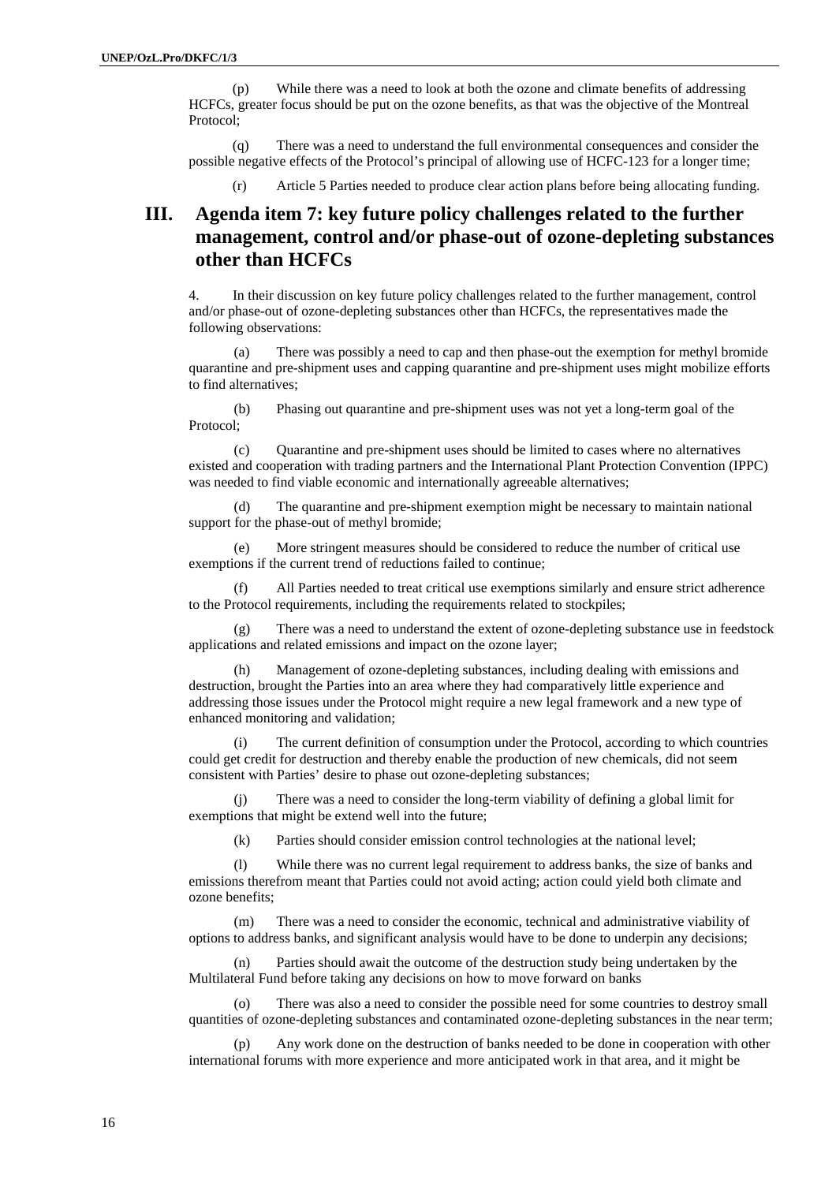(p) While there was a need to look at both the ozone and climate benefits of addressing HCFCs, greater focus should be put on the ozone benefits, as that was the objective of the Montreal Protocol;

(q) There was a need to understand the full environmental consequences and consider the possible negative effects of the Protocol's principal of allowing use of HCFC-123 for a longer time;

(r) Article 5 Parties needed to produce clear action plans before being allocating funding.

## III. Agenda item 7: key future policy challenges related to the further management, control and/or phase-out of ozone-depleting substances other than HCFCs

4. In their discussion on key future policy challenges related to the further management, control and/or phase-out of ozone-depleting substances other than HCFCs, the representatives made the following observations:

(a) There was possibly a need to cap and then phase-out the exemption for methyl bromide quarantine and pre-shipment uses and capping quarantine and pre-shipment uses might mobilize efforts to find alternatives;

(b) Phasing out quarantine and pre-shipment uses was not yet a long-term goal of the Protocol;

(c) Quarantine and pre-shipment uses should be limited to cases where no alternatives existed and cooperation with trading partners and the International Plant Protection Convention (IPPC) was needed to find viable economic and internationally agreeable alternatives;

(d) The quarantine and pre-shipment exemption might be necessary to maintain national support for the phase-out of methyl bromide;

(e) More stringent measures should be considered to reduce the number of critical use exemptions if the current trend of reductions failed to continue;

(f) All Parties needed to treat critical use exemptions similarly and ensure strict adherence to the Protocol requirements, including the requirements related to stockpiles;

(g) There was a need to understand the extent of ozone-depleting substance use in feedstock applications and related emissions and impact on the ozone layer;

(h) Management of ozone-depleting substances, including dealing with emissions and destruction, brought the Parties into an area where they had comparatively little experience and addressing those issues under the Protocol might require a new legal framework and a new type of enhanced monitoring and validation;

(i) The current definition of consumption under the Protocol, according to which countries could get credit for destruction and thereby enable the production of new chemicals, did not seem consistent with Parties' desire to phase out ozone-depleting substances;

(j) There was a need to consider the long-term viability of defining a global limit for exemptions that might be extend well into the future;

(k) Parties should consider emission control technologies at the national level;

(l) While there was no current legal requirement to address banks, the size of banks and emissions therefrom meant that Parties could not avoid acting; action could yield both climate and ozone benefits;

(m) There was a need to consider the economic, technical and administrative viability of options to address banks, and significant analysis would have to be done to underpin any decisions;

(n) Parties should await the outcome of the destruction study being undertaken by the Multilateral Fund before taking any decisions on how to move forward on banks

(o) There was also a need to consider the possible need for some countries to destroy small quantities of ozone-depleting substances and contaminated ozone-depleting substances in the near term;

(p) Any work done on the destruction of banks needed to be done in cooperation with other international forums with more experience and more anticipated work in that area, and it might be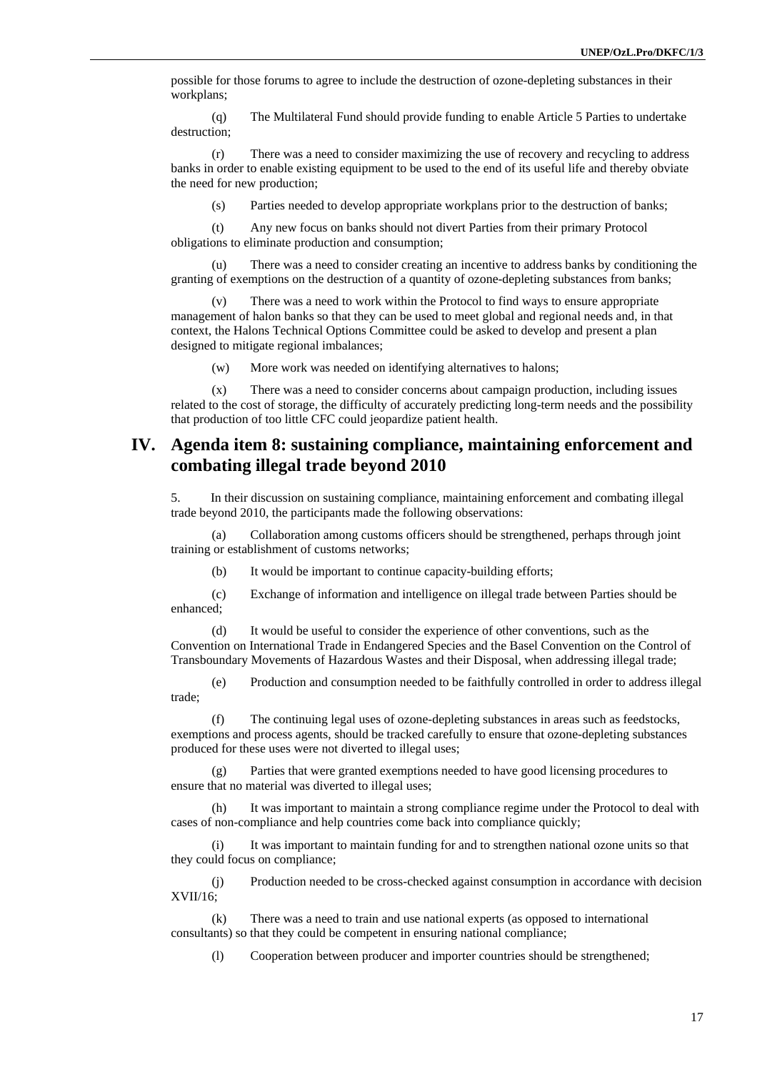possible for those forums to agree to include the destruction of ozone-depleting substances in their workplans;

(q) The Multilateral Fund should provide funding to enable Article 5 Parties to undertake destruction;

(r) There was a need to consider maximizing the use of recovery and recycling to address banks in order to enable existing equipment to be used to the end of its useful life and thereby obviate the need for new production;

(s) Parties needed to develop appropriate workplans prior to the destruction of banks;

(t) Any new focus on banks should not divert Parties from their primary Protocol obligations to eliminate production and consumption;

(u) There was a need to consider creating an incentive to address banks by conditioning the granting of exemptions on the destruction of a quantity of ozone-depleting substances from banks;

(v) There was a need to work within the Protocol to find ways to ensure appropriate management of halon banks so that they can be used to meet global and regional needs and, in that context, the Halons Technical Options Committee could be asked to develop and present a plan designed to mitigate regional imbalances;

(w) More work was needed on identifying alternatives to halons;

(x) There was a need to consider concerns about campaign production, including issues related to the cost of storage, the difficulty of accurately predicting long-term needs and the possibility that production of too little CFC could jeopardize patient health.

# IV. Agenda item 8: sustaining compliance, maintaining enforcement and combating illegal trade beyond 2010

5. In their discussion on sustaining compliance, maintaining enforcement and combating illegal trade beyond 2010, the participants made the following observations:

(a) Collaboration among customs officers should be strengthened, perhaps through joint training or establishment of customs networks;

(b) It would be important to continue capacity-building efforts;

(c) Exchange of information and intelligence on illegal trade between Parties should be enhanced;

(d) It would be useful to consider the experience of other conventions, such as the Convention on International Trade in Endangered Species and the Basel Convention on the Control of Transboundary Movements of Hazardous Wastes and their Disposal, when addressing illegal trade;

(e) Production and consumption needed to be faithfully controlled in order to address illegal trade;

(f) The continuing legal uses of ozone-depleting substances in areas such as feedstocks, exemptions and process agents, should be tracked carefully to ensure that ozone-depleting substances produced for these uses were not diverted to illegal uses;

(g) Parties that were granted exemptions needed to have good licensing procedures to ensure that no material was diverted to illegal uses;

(h) It was important to maintain a strong compliance regime under the Protocol to deal with cases of non-compliance and help countries come back into compliance quickly;

(i) It was important to maintain funding for and to strengthen national ozone units so that they could focus on compliance;

(j) Production needed to be cross-checked against consumption in accordance with decision XVII/16;

(k) There was a need to train and use national experts (as opposed to international consultants) so that they could be competent in ensuring national compliance;

(l) Cooperation between producer and importer countries should be strengthened;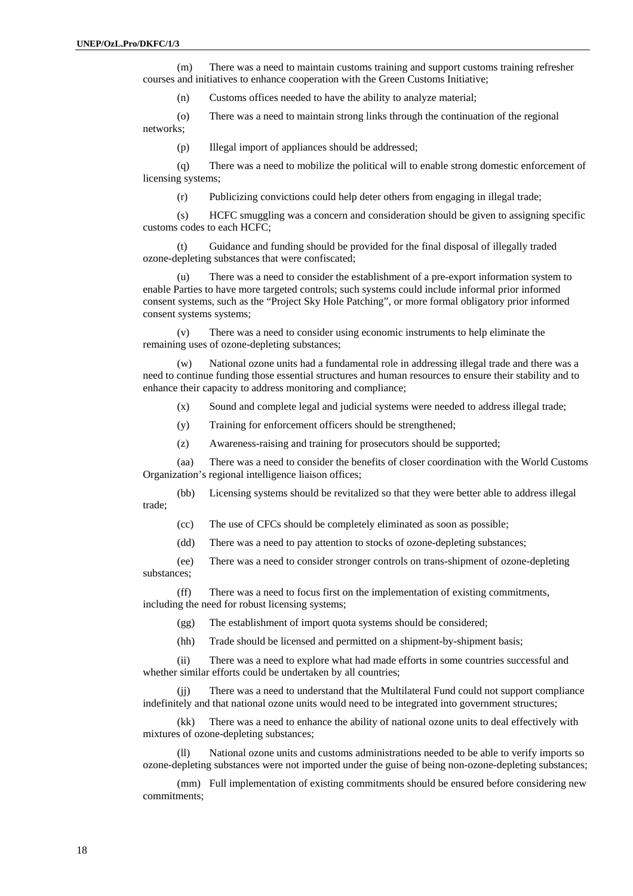(m) There was a need to maintain customs training and support customs training refresher courses and initiatives to enhance cooperation with the Green Customs Initiative;

(n) Customs offices needed to have the ability to analyze material;

(o) There was a need to maintain strong links through the continuation of the regional networks;

(p) Illegal import of appliances should be addressed;

(q) There was a need to mobilize the political will to enable strong domestic enforcement of licensing systems;

(r) Publicizing convictions could help deter others from engaging in illegal trade;

(s) HCFC smuggling was a concern and consideration should be given to assigning specific customs codes to each HCFC;

(t) Guidance and funding should be provided for the final disposal of illegally traded ozone-depleting substances that were confiscated;

(u) There was a need to consider the establishment of a pre-export information system to enable Parties to have more targeted controls; such systems could include informal prior informed consent systems, such as the "Project Sky Hole Patching", or more formal obligatory prior informed consent systems systems;

(v) There was a need to consider using economic instruments to help eliminate the remaining uses of ozone-depleting substances;

(w) National ozone units had a fundamental role in addressing illegal trade and there was a need to continue funding those essential structures and human resources to ensure their stability and to enhance their capacity to address monitoring and compliance;

(x) Sound and complete legal and judicial systems were needed to address illegal trade;

(y) Training for enforcement officers should be strengthened;

(z) Awareness-raising and training for prosecutors should be supported;

(aa) There was a need to consider the benefits of closer coordination with the World Customs Organization's regional intelligence liaison offices;

(bb) Licensing systems should be revitalized so that they were better able to address illegal trade;

(cc) The use of CFCs should be completely eliminated as soon as possible;

(dd) There was a need to pay attention to stocks of ozone-depleting substances;

(ee) There was a need to consider stronger controls on trans-shipment of ozone-depleting substances;

(ff) There was a need to focus first on the implementation of existing commitments, including the need for robust licensing systems;

(gg) The establishment of import quota systems should be considered;

(hh) Trade should be licensed and permitted on a shipment-by-shipment basis;

(ii) There was a need to explore what had made efforts in some countries successful and whether similar efforts could be undertaken by all countries;

(jj) There was a need to understand that the Multilateral Fund could not support compliance indefinitely and that national ozone units would need to be integrated into government structures;

(kk) There was a need to enhance the ability of national ozone units to deal effectively with mixtures of ozone-depleting substances;

(ll) National ozone units and customs administrations needed to be able to verify imports so ozone-depleting substances were not imported under the guise of being non-ozone-depleting substances;

(mm) Full implementation of existing commitments should be ensured before considering new commitments;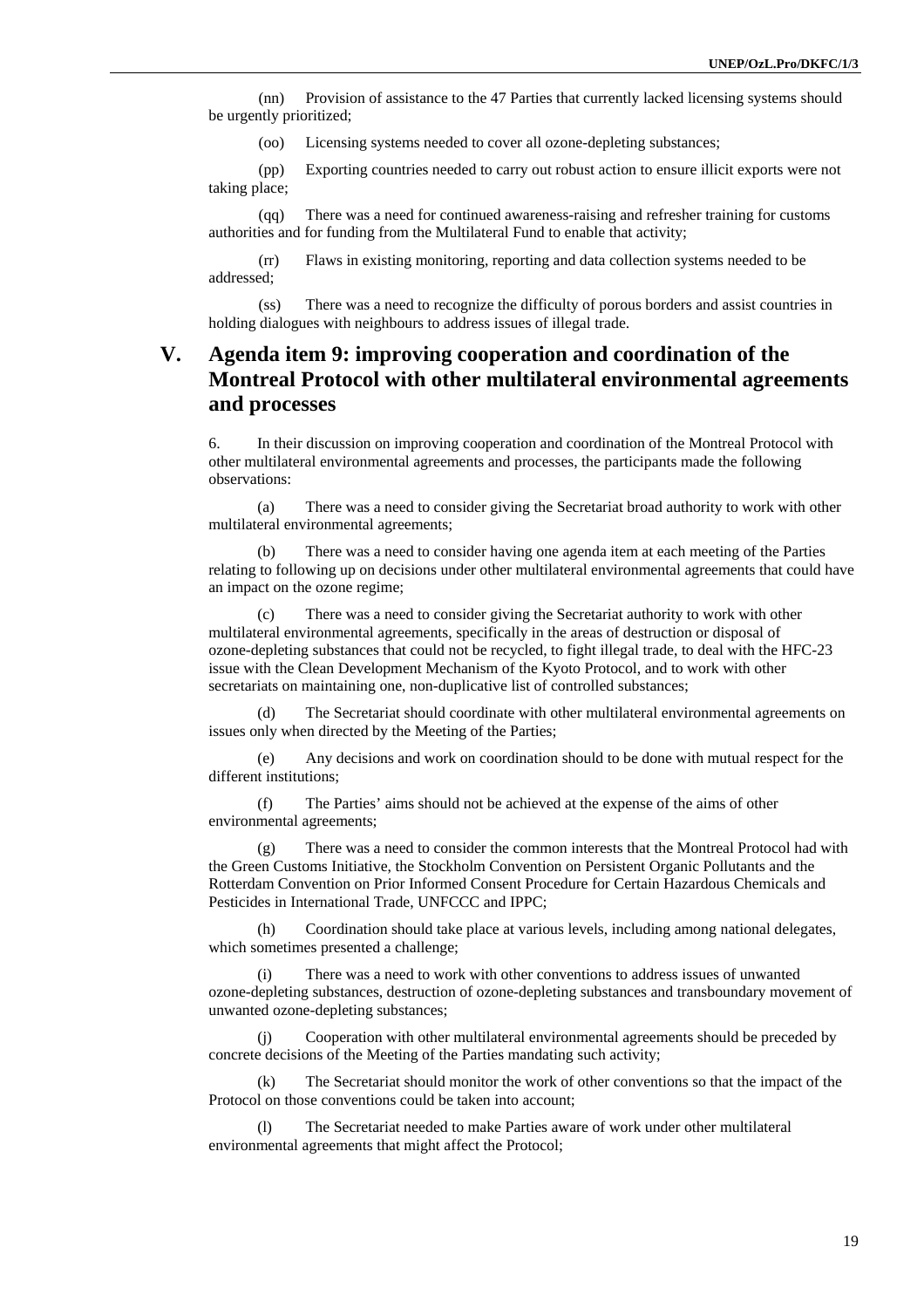(nn) Provision of assistance to the 47 Parties that currently lacked licensing systems should be urgently prioritized;

(oo) Licensing systems needed to cover all ozone-depleting substances;

(pp) Exporting countries needed to carry out robust action to ensure illicit exports were not taking place;

(qq) There was a need for continued awareness-raising and refresher training for customs authorities and for funding from the Multilateral Fund to enable that activity;

(rr) Flaws in existing monitoring, reporting and data collection systems needed to be addressed;

(ss) There was a need to recognize the difficulty of porous borders and assist countries in holding dialogues with neighbours to address issues of illegal trade.

# V. Agenda item 9: improving cooperation and coordination of the Montreal Protocol with other multilateral environmental agreements and processes

6. In their discussion on improving cooperation and coordination of the Montreal Protocol with other multilateral environmental agreements and processes, the participants made the following observations:

(a) There was a need to consider giving the Secretariat broad authority to work with other multilateral environmental agreements;

(b) There was a need to consider having one agenda item at each meeting of the Parties relating to following up on decisions under other multilateral environmental agreements that could have an impact on the ozone regime;

(c) There was a need to consider giving the Secretariat authority to work with other multilateral environmental agreements, specifically in the areas of destruction or disposal of ozone-depleting substances that could not be recycled, to fight illegal trade, to deal with the HFC-23 issue with the Clean Development Mechanism of the Kyoto Protocol, and to work with other secretariats on maintaining one, non-duplicative list of controlled substances;

(d) The Secretariat should coordinate with other multilateral environmental agreements on issues only when directed by the Meeting of the Parties;

(e) Any decisions and work on coordination should to be done with mutual respect for the different institutions;

(f) The Parties' aims should not be achieved at the expense of the aims of other environmental agreements;

(g) There was a need to consider the common interests that the Montreal Protocol had with the Green Customs Initiative, the Stockholm Convention on Persistent Organic Pollutants and the Rotterdam Convention on Prior Informed Consent Procedure for Certain Hazardous Chemicals and Pesticides in International Trade, UNFCCC and IPPC;

(h) Coordination should take place at various levels, including among national delegates, which sometimes presented a challenge;

(i) There was a need to work with other conventions to address issues of unwanted ozone-depleting substances, destruction of ozone-depleting substances and transboundary movement of unwanted ozone-depleting substances;

(j) Cooperation with other multilateral environmental agreements should be preceded by concrete decisions of the Meeting of the Parties mandating such activity;

(k) The Secretariat should monitor the work of other conventions so that the impact of the Protocol on those conventions could be taken into account;

(l) The Secretariat needed to make Parties aware of work under other multilateral environmental agreements that might affect the Protocol;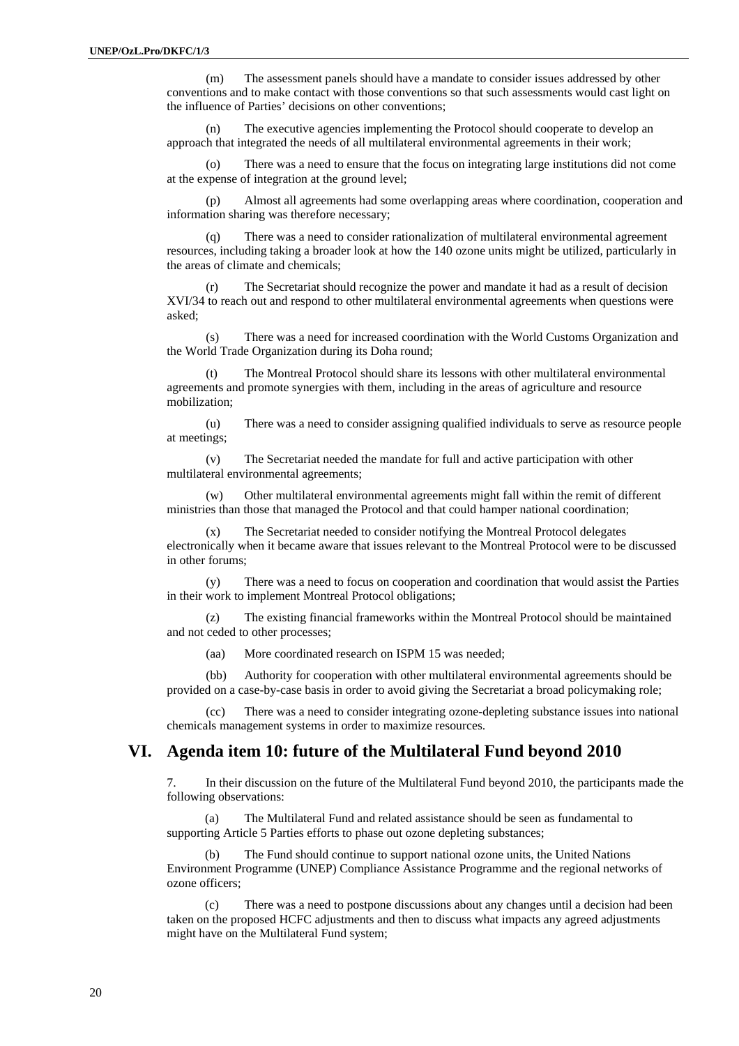(m) The assessment panels should have a mandate to consider issues addressed by other conventions and to make contact with those conventions so that such assessments would cast light on the influence of Parties' decisions on other conventions;

(n) The executive agencies implementing the Protocol should cooperate to develop an approach that integrated the needs of all multilateral environmental agreements in their work;

(o) There was a need to ensure that the focus on integrating large institutions did not come at the expense of integration at the ground level;

(p) Almost all agreements had some overlapping areas where coordination, cooperation and information sharing was therefore necessary;

(q) There was a need to consider rationalization of multilateral environmental agreement resources, including taking a broader look at how the 140 ozone units might be utilized, particularly in the areas of climate and chemicals;

(r) The Secretariat should recognize the power and mandate it had as a result of decision XVI/34 to reach out and respond to other multilateral environmental agreements when questions were asked;

(s) There was a need for increased coordination with the World Customs Organization and the World Trade Organization during its Doha round;

(t) The Montreal Protocol should share its lessons with other multilateral environmental agreements and promote synergies with them, including in the areas of agriculture and resource mobilization;

(u) There was a need to consider assigning qualified individuals to serve as resource people at meetings;

(v) The Secretariat needed the mandate for full and active participation with other multilateral environmental agreements;

(w) Other multilateral environmental agreements might fall within the remit of different ministries than those that managed the Protocol and that could hamper national coordination;

(x) The Secretariat needed to consider notifying the Montreal Protocol delegates electronically when it became aware that issues relevant to the Montreal Protocol were to be discussed in other forums;

(y) There was a need to focus on cooperation and coordination that would assist the Parties in their work to implement Montreal Protocol obligations;

(z) The existing financial frameworks within the Montreal Protocol should be maintained and not ceded to other processes;

(aa) More coordinated research on ISPM 15 was needed;

(bb) Authority for cooperation with other multilateral environmental agreements should be provided on a case-by-case basis in order to avoid giving the Secretariat a broad policymaking role;

(cc) There was a need to consider integrating ozone-depleting substance issues into national chemicals management systems in order to maximize resources.

## VI. Agenda item 10: future of the Multilateral Fund beyond 2010

7. In their discussion on the future of the Multilateral Fund beyond 2010, the participants made the following observations:

(a) The Multilateral Fund and related assistance should be seen as fundamental to supporting Article 5 Parties efforts to phase out ozone depleting substances;

(b) The Fund should continue to support national ozone units, the United Nations Environment Programme (UNEP) Compliance Assistance Programme and the regional networks of ozone officers;

(c) There was a need to postpone discussions about any changes until a decision had been taken on the proposed HCFC adjustments and then to discuss what impacts any agreed adjustments might have on the Multilateral Fund system;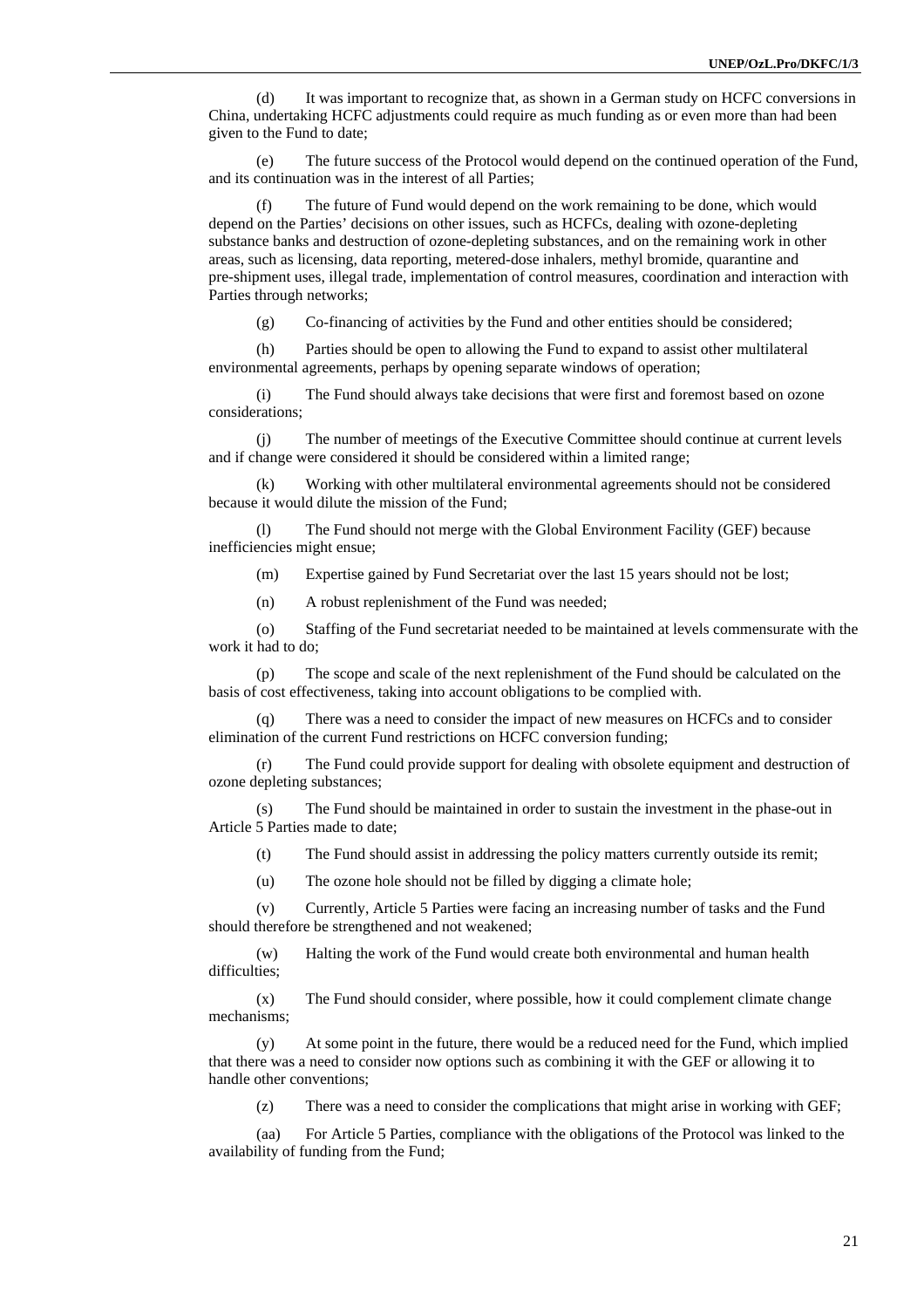(d) It was important to recognize that, as shown in a German study on HCFC conversions in China, undertaking HCFC adjustments could require as much funding as or even more than had been given to the Fund to date;

(e) The future success of the Protocol would depend on the continued operation of the Fund, and its continuation was in the interest of all Parties;

(f) The future of Fund would depend on the work remaining to be done, which would depend on the Parties' decisions on other issues, such as HCFCs, dealing with ozone-depleting substance banks and destruction of ozone-depleting substances, and on the remaining work in other areas, such as licensing, data reporting, metered-dose inhalers, methyl bromide, quarantine and pre-shipment uses, illegal trade, implementation of control measures, coordination and interaction with Parties through networks;

(g) Co-financing of activities by the Fund and other entities should be considered;

(h) Parties should be open to allowing the Fund to expand to assist other multilateral environmental agreements, perhaps by opening separate windows of operation;

(i) The Fund should always take decisions that were first and foremost based on ozone considerations;

(j) The number of meetings of the Executive Committee should continue at current levels and if change were considered it should be considered within a limited range;

(k) Working with other multilateral environmental agreements should not be considered because it would dilute the mission of the Fund;

(l) The Fund should not merge with the Global Environment Facility (GEF) because inefficiencies might ensue;

(m) Expertise gained by Fund Secretariat over the last 15 years should not be lost;

(n) A robust replenishment of the Fund was needed;

(o) Staffing of the Fund secretariat needed to be maintained at levels commensurate with the work it had to do;

(p) The scope and scale of the next replenishment of the Fund should be calculated on the basis of cost effectiveness, taking into account obligations to be complied with.

(q) There was a need to consider the impact of new measures on HCFCs and to consider elimination of the current Fund restrictions on HCFC conversion funding;

(r) The Fund could provide support for dealing with obsolete equipment and destruction of ozone depleting substances;

(s) The Fund should be maintained in order to sustain the investment in the phase-out in Article 5 Parties made to date;

(t) The Fund should assist in addressing the policy matters currently outside its remit;

(u) The ozone hole should not be filled by digging a climate hole;

(v) Currently, Article 5 Parties were facing an increasing number of tasks and the Fund should therefore be strengthened and not weakened;

(w) Halting the work of the Fund would create both environmental and human health difficulties;

(x) The Fund should consider, where possible, how it could complement climate change mechanisms;

(y) At some point in the future, there would be a reduced need for the Fund, which implied that there was a need to consider now options such as combining it with the GEF or allowing it to handle other conventions;

(z) There was a need to consider the complications that might arise in working with GEF;

(aa) For Article 5 Parties, compliance with the obligations of the Protocol was linked to the availability of funding from the Fund;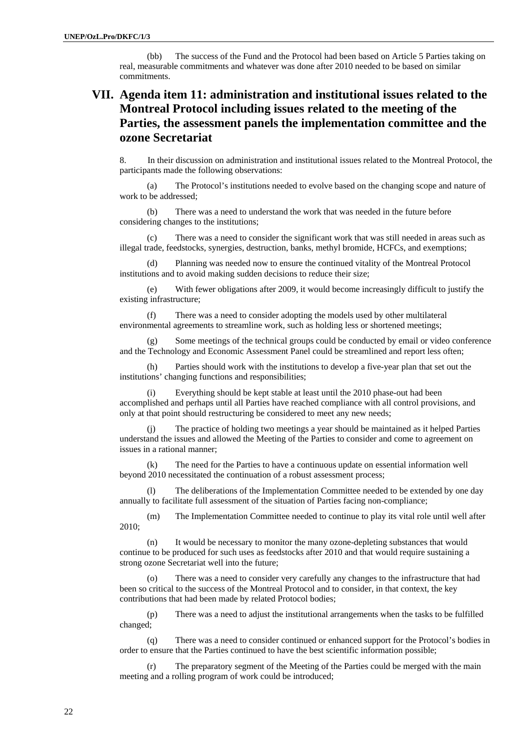(bb) The success of the Fund and the Protocol had been based on Article 5 Parties taking on real, measurable commitments and whatever was done after 2010 needed to be based on similar commitments.

# VII. Agenda item 11: administration and institutional issues related to the Montreal Protocol including issues related to the meeting of the Parties, the assessment panels the implementation committee and the ozone Secretariat

8. In their discussion on administration and institutional issues related to the Montreal Protocol, the participants made the following observations:

(a) The Protocol's institutions needed to evolve based on the changing scope and nature of work to be addressed;

(b) There was a need to understand the work that was needed in the future before considering changes to the institutions;

(c) There was a need to consider the significant work that was still needed in areas such as illegal trade, feedstocks, synergies, destruction, banks, methyl bromide, HCFCs, and exemptions;

(d) Planning was needed now to ensure the continued vitality of the Montreal Protocol institutions and to avoid making sudden decisions to reduce their size;

(e) With fewer obligations after 2009, it would become increasingly difficult to justify the existing infrastructure;

(f) There was a need to consider adopting the models used by other multilateral environmental agreements to streamline work, such as holding less or shortened meetings;

(g) Some meetings of the technical groups could be conducted by email or video conference and the Technology and Economic Assessment Panel could be streamlined and report less often;

(h) Parties should work with the institutions to develop a five-year plan that set out the institutions' changing functions and responsibilities;

(i) Everything should be kept stable at least until the 2010 phase-out had been accomplished and perhaps until all Parties have reached compliance with all control provisions, and only at that point should restructuring be considered to meet any new needs;

(j) The practice of holding two meetings a year should be maintained as it helped Parties understand the issues and allowed the Meeting of the Parties to consider and come to agreement on issues in a rational manner;

(k) The need for the Parties to have a continuous update on essential information well beyond 2010 necessitated the continuation of a robust assessment process;

(l) The deliberations of the Implementation Committee needed to be extended by one day annually to facilitate full assessment of the situation of Parties facing non-compliance;

(m) The Implementation Committee needed to continue to play its vital role until well after 2010;

(n) It would be necessary to monitor the many ozone-depleting substances that would continue to be produced for such uses as feedstocks after 2010 and that would require sustaining a strong ozone Secretariat well into the future;

(o) There was a need to consider very carefully any changes to the infrastructure that had been so critical to the success of the Montreal Protocol and to consider, in that context, the key contributions that had been made by related Protocol bodies;

(p) There was a need to adjust the institutional arrangements when the tasks to be fulfilled changed;

(q) There was a need to consider continued or enhanced support for the Protocol's bodies in order to ensure that the Parties continued to have the best scientific information possible;

(r) The preparatory segment of the Meeting of the Parties could be merged with the main meeting and a rolling program of work could be introduced;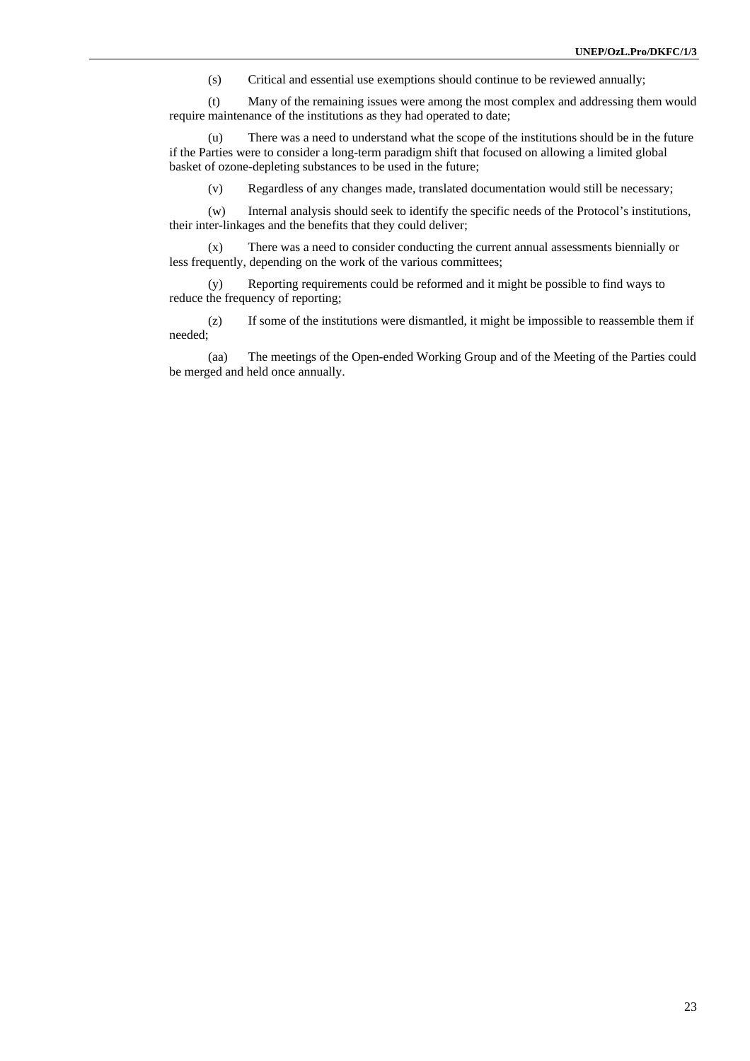(s) Critical and essential use exemptions should continue to be reviewed annually;

(t) Many of the remaining issues were among the most complex and addressing them would require maintenance of the institutions as they had operated to date;

(u) There was a need to understand what the scope of the institutions should be in the future if the Parties were to consider a long-term paradigm shift that focused on allowing a limited global basket of ozone-depleting substances to be used in the future;

(v) Regardless of any changes made, translated documentation would still be necessary;

(w) Internal analysis should seek to identify the specific needs of the Protocol's institutions, their inter-linkages and the benefits that they could deliver;

(x) There was a need to consider conducting the current annual assessments biennially or less frequently, depending on the work of the various committees;

(y) Reporting requirements could be reformed and it might be possible to find ways to reduce the frequency of reporting;

(z) If some of the institutions were dismantled, it might be impossible to reassemble them if needed;

(aa) The meetings of the Open-ended Working Group and of the Meeting of the Parties could be merged and held once annually.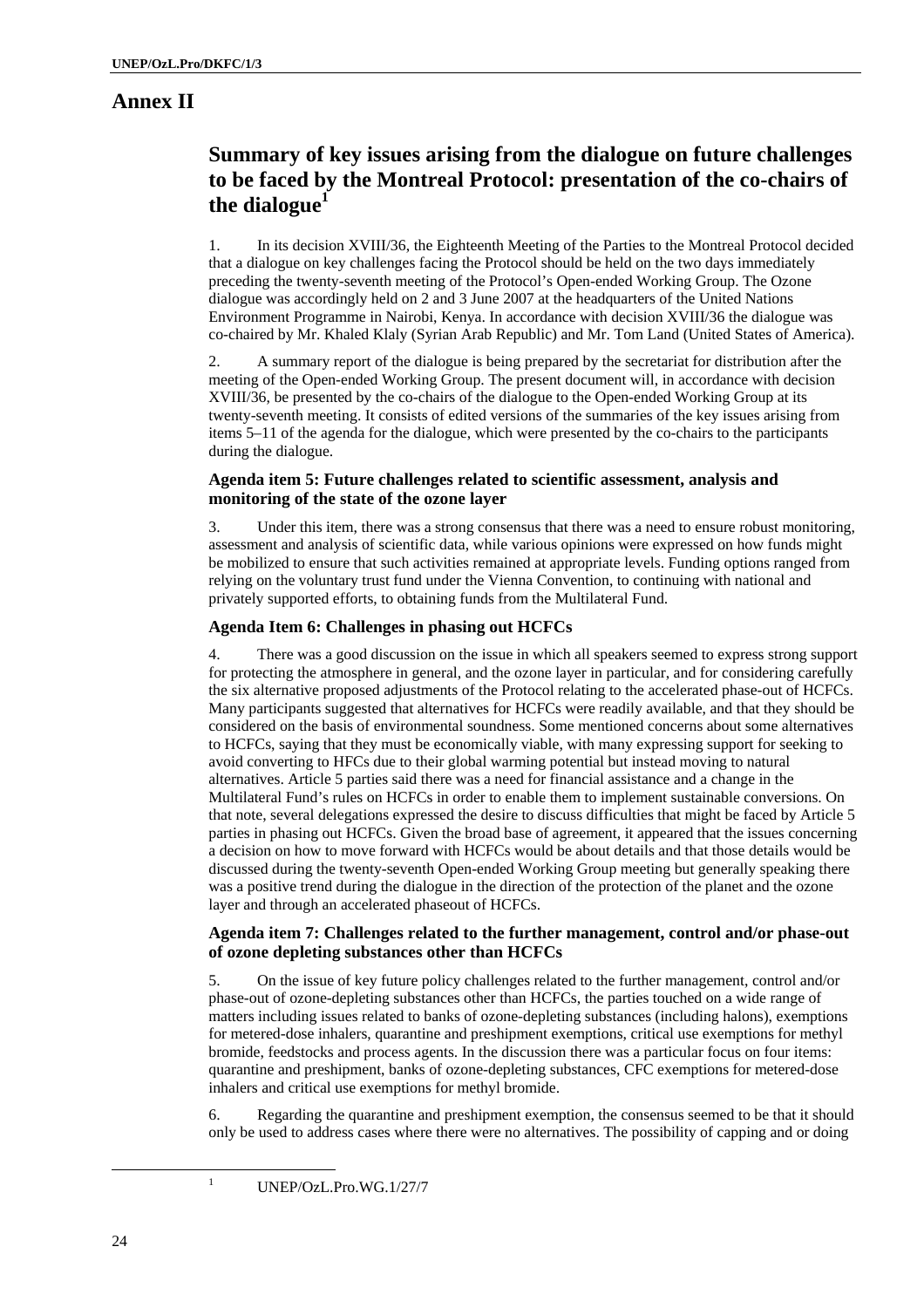# Annex II

## Summary of key issues arising from the dialogue on future challenges to be faced by the Montreal Protocol: presentation of the co-chairs of the dialogue[1]

1. In its decision XVIII/36, the Eighteenth Meeting of the Parties to the Montreal Protocol decided that a dialogue on key challenges facing the Protocol should be held on the two days immediately preceding the twenty-seventh meeting of the Protocol's Open-ended Working Group. The Ozone dialogue was accordingly held on 2 and 3 June 2007 at the headquarters of the United Nations Environment Programme in Nairobi, Kenya. In accordance with decision XVIII/36 the dialogue was co-chaired by Mr. Khaled Klaly (Syrian Arab Republic) and Mr. Tom Land (United States of America).

2. A summary report of the dialogue is being prepared by the secretariat for distribution after the meeting of the Open-ended Working Group. The present document will, in accordance with decision XVIII/36, be presented by the co-chairs of the dialogue to the Open-ended Working Group at its twenty-seventh meeting. It consists of edited versions of the summaries of the key issues arising from items 5–11 of the agenda for the dialogue, which were presented by the co-chairs to the participants during the dialogue.

### Agenda item 5: Future challenges related to scientific assessment, analysis and monitoring of the state of the ozone layer

3. Under this item, there was a strong consensus that there was a need to ensure robust monitoring, assessment and analysis of scientific data, while various opinions were expressed on how funds might be mobilized to ensure that such activities remained at appropriate levels. Funding options ranged from relying on the voluntary trust fund under the Vienna Convention, to continuing with national and privately supported efforts, to obtaining funds from the Multilateral Fund.

### Agenda Item 6: Challenges in phasing out HCFCs

4. There was a good discussion on the issue in which all speakers seemed to express strong support for protecting the atmosphere in general, and the ozone layer in particular, and for considering carefully the six alternative proposed adjustments of the Protocol relating to the accelerated phase-out of HCFCs. Many participants suggested that alternatives for HCFCs were readily available, and that they should be considered on the basis of environmental soundness. Some mentioned concerns about some alternatives to HCFCs, saying that they must be economically viable, with many expressing support for seeking to avoid converting to HFCs due to their global warming potential but instead moving to natural alternatives. Article 5 parties said there was a need for financial assistance and a change in the Multilateral Fund's rules on HCFCs in order to enable them to implement sustainable conversions. On that note, several delegations expressed the desire to discuss difficulties that might be faced by Article 5 parties in phasing out HCFCs. Given the broad base of agreement, it appeared that the issues concerning a decision on how to move forward with HCFCs would be about details and that those details would be discussed during the twenty-seventh Open-ended Working Group meeting but generally speaking there was a positive trend during the dialogue in the direction of the protection of the planet and the ozone layer and through an accelerated phaseout of HCFCs.

### Agenda item 7: Challenges related to the further management, control and/or phase-out of ozone depleting substances other than HCFCs

5. On the issue of key future policy challenges related to the further management, control and/or phase-out of ozone-depleting substances other than HCFCs, the parties touched on a wide range of matters including issues related to banks of ozone-depleting substances (including halons), exemptions for metered-dose inhalers, quarantine and preshipment exemptions, critical use exemptions for methyl bromide, feedstocks and process agents. In the discussion there was a particular focus on four items: quarantine and preshipment, banks of ozone-depleting substances, CFC exemptions for metered-dose inhalers and critical use exemptions for methyl bromide.

6. Regarding the quarantine and preshipment exemption, the consensus seemed to be that it should only be used to address cases where there were no alternatives. The possibility of capping and or doing

[1] UNEP/OzL.Pro.WG.1/27/7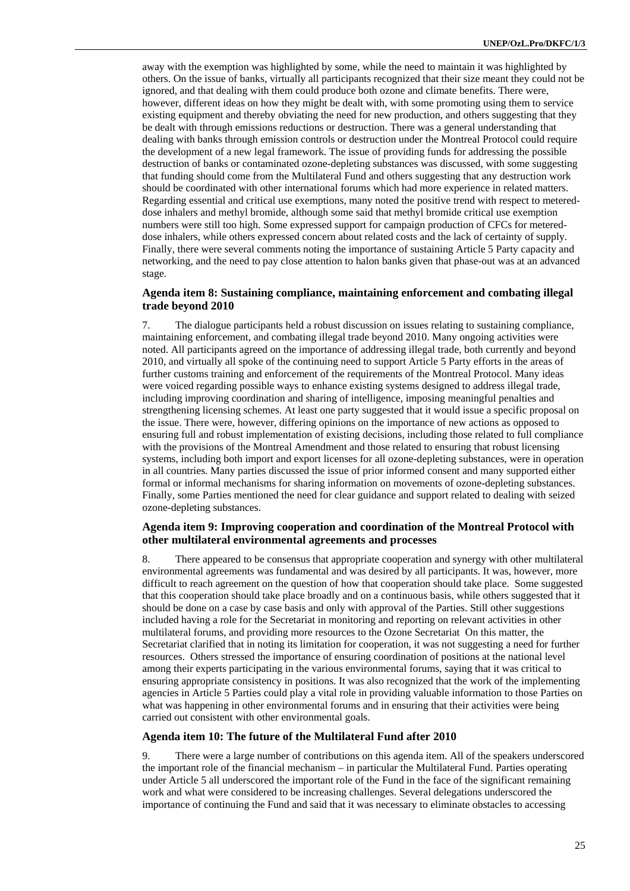away with the exemption was highlighted by some, while the need to maintain it was highlighted by others. On the issue of banks, virtually all participants recognized that their size meant they could not be ignored, and that dealing with them could produce both ozone and climate benefits. There were, however, different ideas on how they might be dealt with, with some promoting using them to service existing equipment and thereby obviating the need for new production, and others suggesting that they be dealt with through emissions reductions or destruction. There was a general understanding that dealing with banks through emission controls or destruction under the Montreal Protocol could require the development of a new legal framework. The issue of providing funds for addressing the possible destruction of banks or contaminated ozone-depleting substances was discussed, with some suggesting that funding should come from the Multilateral Fund and others suggesting that any destruction work should be coordinated with other international forums which had more experience in related matters. Regarding essential and critical use exemptions, many noted the positive trend with respect to metered-dose inhalers and methyl bromide, although some said that methyl bromide critical use exemption numbers were still too high. Some expressed support for campaign production of CFCs for metered-dose inhalers, while others expressed concern about related costs and the lack of certainty of supply. Finally, there were several comments noting the importance of sustaining Article 5 Party capacity and networking, and the need to pay close attention to halon banks given that phase-out was at an advanced stage.

### Agenda item 8: Sustaining compliance, maintaining enforcement and combating illegal trade beyond 2010

7. The dialogue participants held a robust discussion on issues relating to sustaining compliance, maintaining enforcement, and combating illegal trade beyond 2010. Many ongoing activities were noted. All participants agreed on the importance of addressing illegal trade, both currently and beyond 2010, and virtually all spoke of the continuing need to support Article 5 Party efforts in the areas of further customs training and enforcement of the requirements of the Montreal Protocol. Many ideas were voiced regarding possible ways to enhance existing systems designed to address illegal trade, including improving coordination and sharing of intelligence, imposing meaningful penalties and strengthening licensing schemes. At least one party suggested that it would issue a specific proposal on the issue. There were, however, differing opinions on the importance of new actions as opposed to ensuring full and robust implementation of existing decisions, including those related to full compliance with the provisions of the Montreal Amendment and those related to ensuring that robust licensing systems, including both import and export licenses for all ozone-depleting substances, were in operation in all countries. Many parties discussed the issue of prior informed consent and many supported either formal or informal mechanisms for sharing information on movements of ozone-depleting substances. Finally, some Parties mentioned the need for clear guidance and support related to dealing with seized ozone-depleting substances.

### Agenda item 9: Improving cooperation and coordination of the Montreal Protocol with other multilateral environmental agreements and processes

8. There appeared to be consensus that appropriate cooperation and synergy with other multilateral environmental agreements was fundamental and was desired by all participants. It was, however, more difficult to reach agreement on the question of how that cooperation should take place. Some suggested that this cooperation should take place broadly and on a continuous basis, while others suggested that it should be done on a case by case basis and only with approval of the Parties. Still other suggestions included having a role for the Secretariat in monitoring and reporting on relevant activities in other multilateral forums, and providing more resources to the Ozone Secretariat On this matter, the Secretariat clarified that in noting its limitation for cooperation, it was not suggesting a need for further resources. Others stressed the importance of ensuring coordination of positions at the national level among their experts participating in the various environmental forums, saying that it was critical to ensuring appropriate consistency in positions. It was also recognized that the work of the implementing agencies in Article 5 Parties could play a vital role in providing valuable information to those Parties on what was happening in other environmental forums and in ensuring that their activities were being carried out consistent with other environmental goals.

### Agenda item 10: The future of the Multilateral Fund after 2010

9. There were a large number of contributions on this agenda item. All of the speakers underscored the important role of the financial mechanism – in particular the Multilateral Fund. Parties operating under Article 5 all underscored the important role of the Fund in the face of the significant remaining work and what were considered to be increasing challenges. Several delegations underscored the importance of continuing the Fund and said that it was necessary to eliminate obstacles to accessing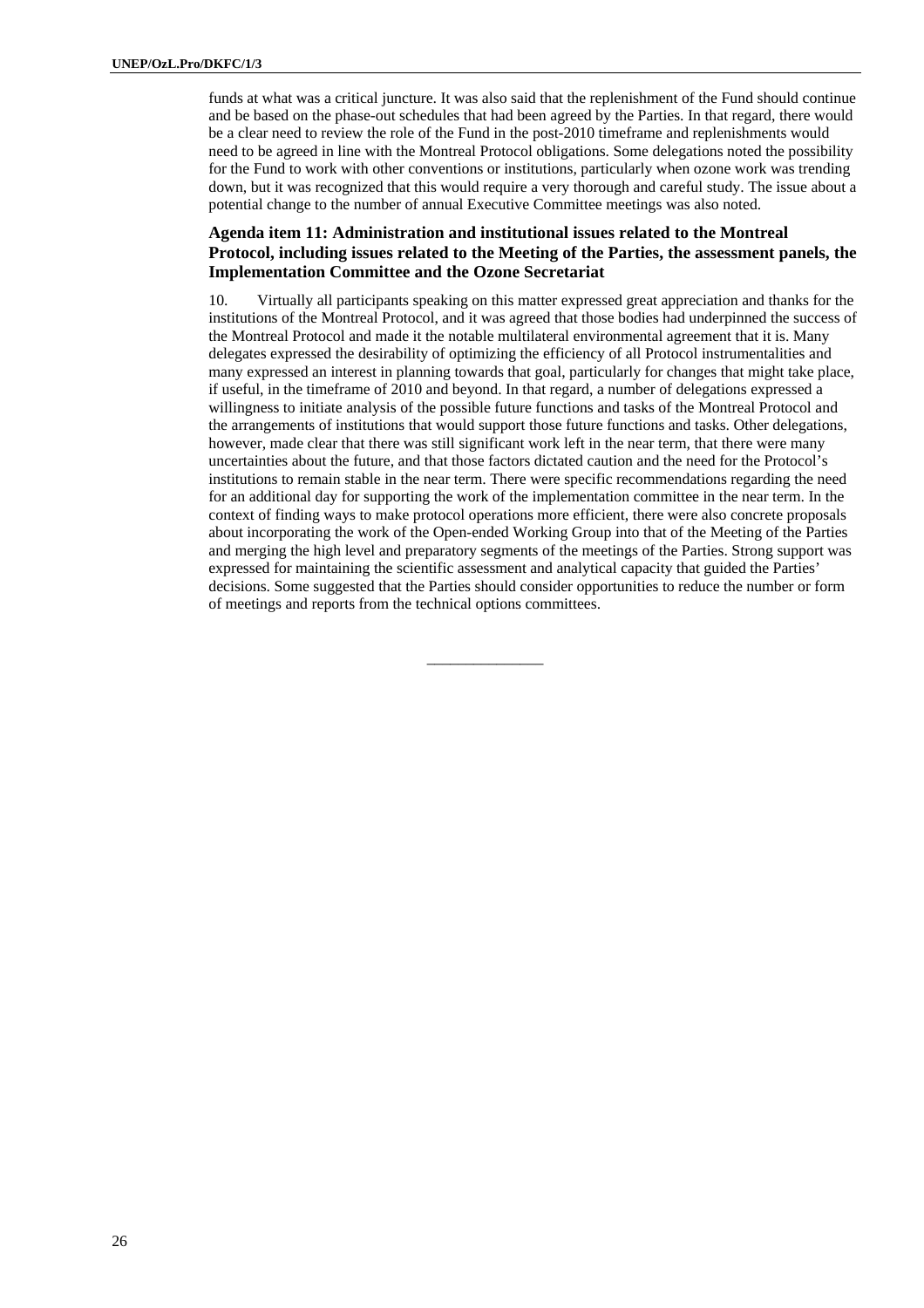funds at what was a critical juncture. It was also said that the replenishment of the Fund should continue and be based on the phase-out schedules that had been agreed by the Parties. In that regard, there would be a clear need to review the role of the Fund in the post-2010 timeframe and replenishments would need to be agreed in line with the Montreal Protocol obligations. Some delegations noted the possibility for the Fund to work with other conventions or institutions, particularly when ozone work was trending down, but it was recognized that this would require a very thorough and careful study. The issue about a potential change to the number of annual Executive Committee meetings was also noted.

### Agenda item 11: Administration and institutional issues related to the Montreal Protocol, including issues related to the Meeting of the Parties, the assessment panels, the Implementation Committee and the Ozone Secretariat

10. Virtually all participants speaking on this matter expressed great appreciation and thanks for the institutions of the Montreal Protocol, and it was agreed that those bodies had underpinned the success of the Montreal Protocol and made it the notable multilateral environmental agreement that it is. Many delegates expressed the desirability of optimizing the efficiency of all Protocol instrumentalities and many expressed an interest in planning towards that goal, particularly for changes that might take place, if useful, in the timeframe of 2010 and beyond. In that regard, a number of delegations expressed a willingness to initiate analysis of the possible future functions and tasks of the Montreal Protocol and the arrangements of institutions that would support those future functions and tasks. Other delegations, however, made clear that there was still significant work left in the near term, that there were many uncertainties about the future, and that those factors dictated caution and the need for the Protocol's institutions to remain stable in the near term. There were specific recommendations regarding the need for an additional day for supporting the work of the implementation committee in the near term. In the context of finding ways to make protocol operations more efficient, there were also concrete proposals about incorporating the work of the Open-ended Working Group into that of the Meeting of the Parties and merging the high level and preparatory segments of the meetings of the Parties. Strong support was expressed for maintaining the scientific assessment and analytical capacity that guided the Parties' decisions. Some suggested that the Parties should consider opportunities to reduce the number or form of meetings and reports from the technical options committees.

______________